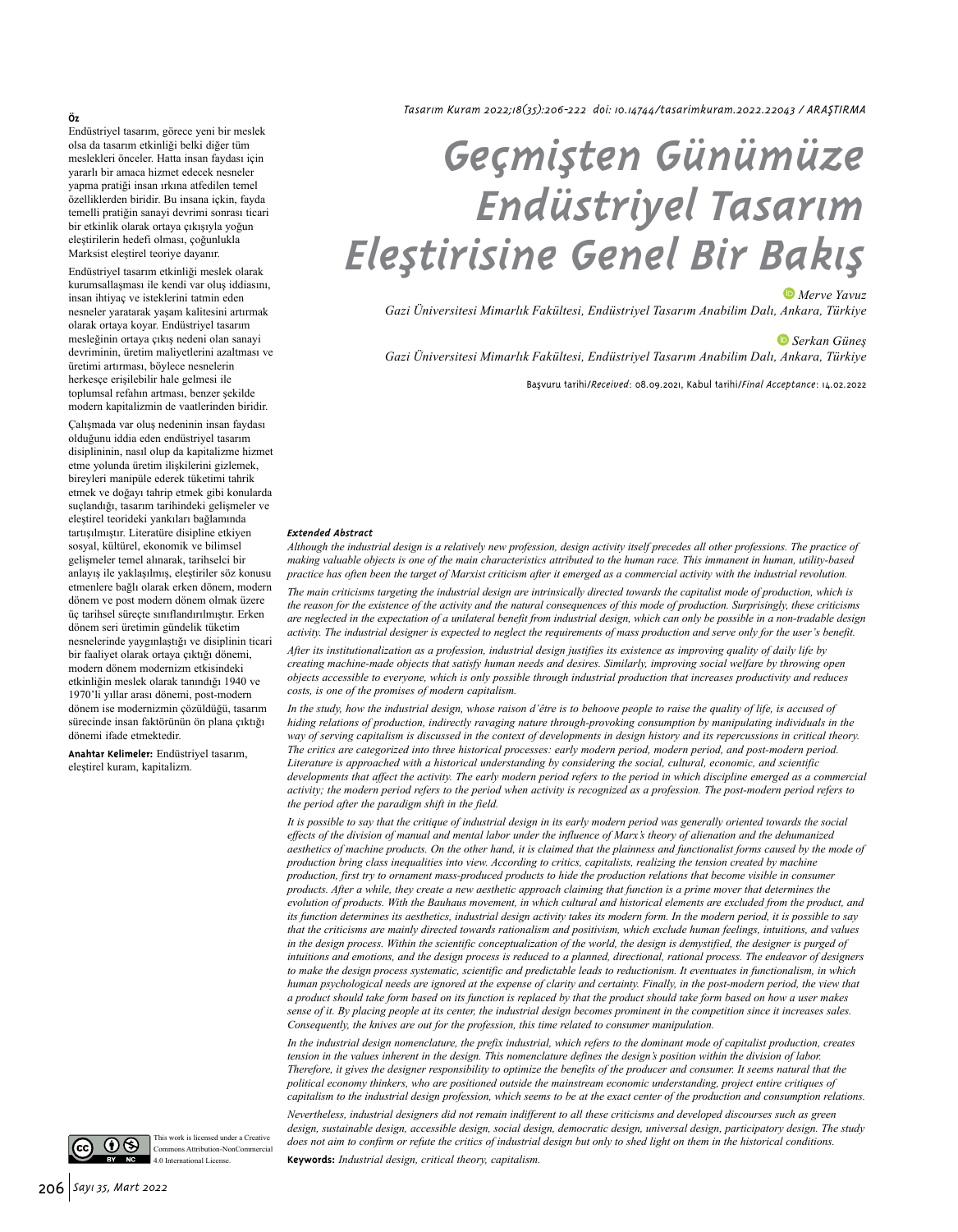Tasarım Kuram 2022;18(35):206-222 doi: 10.14744/tasarimkuram.2022.22043 / ARAŞTIRMA

# Geçmişten Günümüze Endüstriyel Tasarım Eleştirisine Genel Bir Bakış

Merve Yavuz
Gazi Üniversitesi Mimarlık Fakültesi, Endüstriyel Tasarım Anabilim Dalı, Ankara, Türkiye

Serkan Güneş
Gazi Üniversitesi Mimarlık Fakültesi, Endüstriyel Tasarım Anabilim Dalı, Ankara, Türkiye

Başvuru tarihi/*Received*: 08.09.2021, Kabul tarihi/*Final Acceptance*: 14.02.2022

**Öz**

Endüstriyel tasarım, görece yeni bir meslek olsa da tasarım etkinliği belki diğer tüm meslekleri önceler. Hatta insan faydası için yararlı bir amaca hizmet edecek nesneler yapma pratiği insan ırkına atfedilen temel özelliklerden biridir. Bu insana içkin, fayda temelli pratiğin sanayi devrimi sonrası ticari bir etkinlik olarak ortaya çıkışıyla yoğun eleştirilerin hedefi olması, çoğunlukla Marksist eleştirel teoriye dayanır.

Endüstriyel tasarım etkinliği meslek olarak kurumsallaşması ile kendi var oluş iddiasını, insan ihtiyaç ve isteklerini tatmin eden nesneler yaratarak yaşam kalitesini artırmak olarak ortaya koyar. Endüstriyel tasarım mesleğinin ortaya çıkış nedeni olan sanayi devriminin, üretim maliyetlerini azaltması ve üretimi artırması, böylece nesnelerin herkesçe erişilebilir hale gelmesi ile toplumsal refahın artması, benzer şekilde modern kapitalizmin de vaatlerinden biridir.

Çalışmada var oluş nedeninin insan faydası olduğunu iddia eden endüstriyel tasarım disiplininin, nasıl olup da kapitalizme hizmet etme yolunda üretim ilişkilerini gizlemek, bireyleri manipüle ederek tüketimi tahrik etmek ve doğayı tahrip etmek gibi konularda suçlandığı, tasarım tarihindeki gelişmeler ve eleştirel teorideki yankıları bağlamında tartışılmıştır. Literatüre disipline etkiyen sosyal, kültürel, ekonomik ve bilimsel gelişmeler temel alınarak, tarihselci bir anlayış ile yaklaşılmış, eleştiriler söz konusu etmenlere bağlı olarak erken dönem, modern dönem ve post modern dönem olmak üzere üç tarihsel süreçte sınıflandırılmıştır. Erken dönem seri üretimin gündelik tüketim nesnelerinde yaygınlaştığı ve disiplinin ticari bir faaliyet olarak ortaya çıktığı dönemi, modern dönem modernizm etkisindeki etkinliğin meslek olarak tanındığı 1940 ve 1970'li yıllar arası dönemi, post-modern dönem ise modernizmin çözüldüğü, tasarım sürecinde insan faktörünün ön plana çıktığı dönemi ifade etmektedir.

**Anahtar Kelimeler:** Endüstriyel tasarım, eleştirel kuram, kapitalizm.

***Extended Abstract***

*Although the industrial design is a relatively new profession, design activity itself precedes all other professions. The practice of making valuable objects is one of the main characteristics attributed to the human race. This immanent in human, utility-based practice has often been the target of Marxist criticism after it emerged as a commercial activity with the industrial revolution.*

*The main criticisms targeting the industrial design are intrinsically directed towards the capitalist mode of production, which is the reason for the existence of the activity and the natural consequences of this mode of production. Surprisingly, these criticisms are neglected in the expectation of a unilateral benefit from industrial design, which can only be possible in a non-tradable design activity. The industrial designer is expected to neglect the requirements of mass production and serve only for the user's benefit.*

*After its institutionalization as a profession, industrial design justifies its existence as improving quality of daily life by creating machine-made objects that satisfy human needs and desires. Similarly, improving social welfare by throwing open objects accessible to everyone, which is only possible through industrial production that increases productivity and reduces costs, is one of the promises of modern capitalism.*

*In the study, how the industrial design, whose raison d'être is to behoove people to raise the quality of life, is accused of hiding relations of production, indirectly ravaging nature through-provoking consumption by manipulating individuals in the way of serving capitalism is discussed in the context of developments in design history and its repercussions in critical theory. The critics are categorized into three historical processes: early modern period, modern period, and post-modern period. Literature is approached with a historical understanding by considering the social, cultural, economic, and scientific developments that affect the activity. The early modern period refers to the period in which discipline emerged as a commercial activity; the modern period refers to the period when activity is recognized as a profession. The post-modern period refers to the period after the paradigm shift in the field.*

*It is possible to say that the critique of industrial design in its early modern period was generally oriented towards the social effects of the division of manual and mental labor under the influence of Marx's theory of alienation and the dehumanized aesthetics of machine products. On the other hand, it is claimed that the plainness and functionalist forms caused by the mode of production bring class inequalities into view. According to critics, capitalists, realizing the tension created by machine production, first try to ornament mass-produced products to hide the production relations that become visible in consumer products. After a while, they create a new aesthetic approach claiming that function is a prime mover that determines the evolution of products. With the Bauhaus movement, in which cultural and historical elements are excluded from the product, and its function determines its aesthetics, industrial design activity takes its modern form. In the modern period, it is possible to say that the criticisms are mainly directed towards rationalism and positivism, which exclude human feelings, intuitions, and values in the design process. Within the scientific conceptualization of the world, the design is demystified, the designer is purged of intuitions and emotions, and the design process is reduced to a planned, directional, rational process. The endeavor of designers to make the design process systematic, scientific and predictable leads to reductionism. It eventuates in functionalism, in which human psychological needs are ignored at the expense of clarity and certainty. Finally, in the post-modern period, the view that a product should take form based on its function is replaced by that the product should take form based on how a user makes sense of it. By placing people at its center, the industrial design becomes prominent in the competition since it increases sales. Consequently, the knives are out for the profession, this time related to consumer manipulation.*

*In the industrial design nomenclature, the prefix industrial, which refers to the dominant mode of capitalist production, creates tension in the values inherent in the design. This nomenclature defines the design's position within the division of labor. Therefore, it gives the designer responsibility to optimize the benefits of the producer and consumer. It seems natural that the political economy thinkers, who are positioned outside the mainstream economic understanding, project entire critiques of capitalism to the industrial design profession, which seems to be at the exact center of the production and consumption relations.*

*Nevertheless, industrial designers did not remain indifferent to all these criticisms and developed discourses such as green design, sustainable design, accessible design, social design, democratic design, universal design, participatory design. The study does not aim to confirm or refute the critics of industrial design but only to shed light on them in the historical conditions.*

**Keywords:** *Industrial design, critical theory, capitalism.*

This work is licensed under a Creative Commons Attribution-NonCommercial 4.0 International License.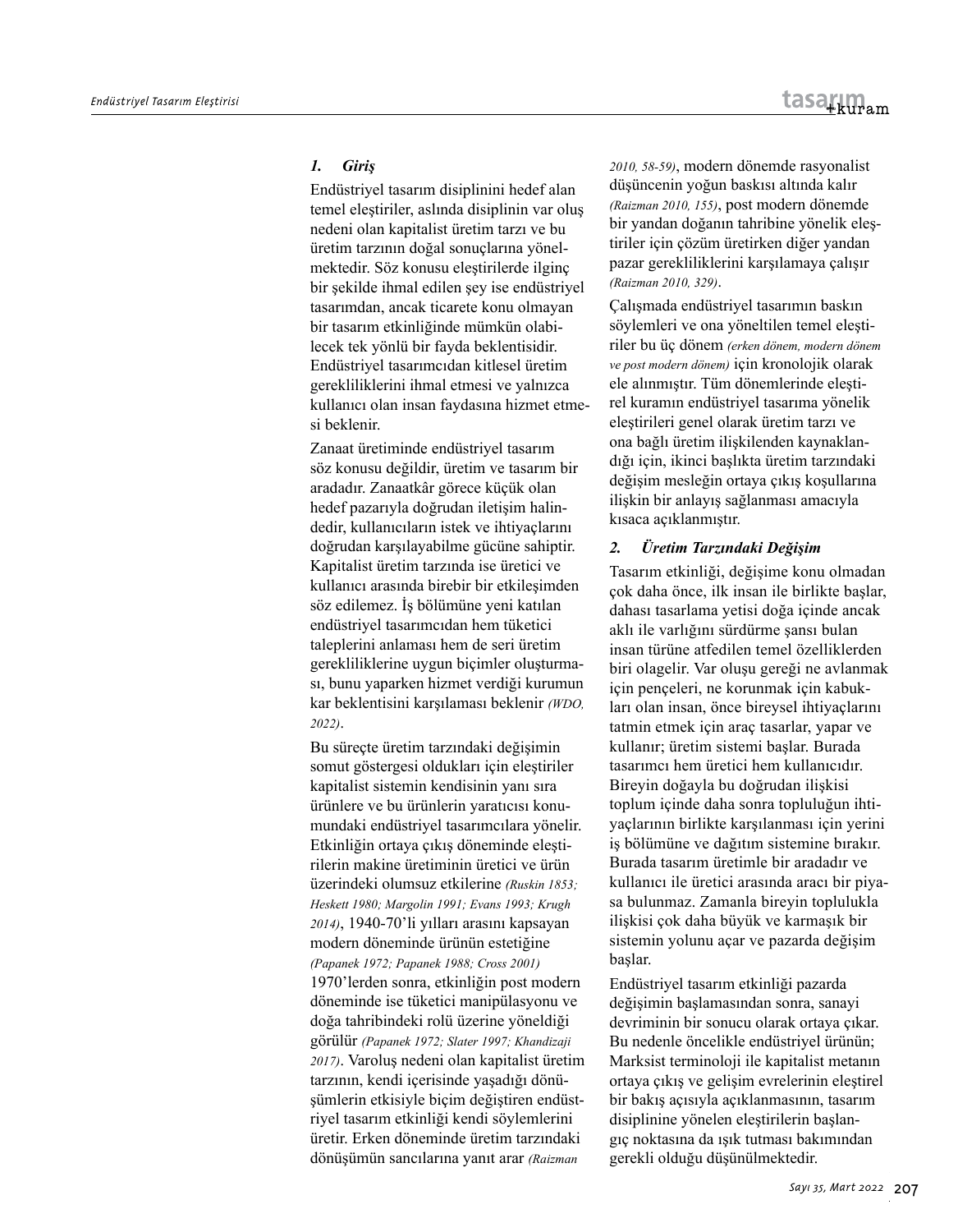## 1. *Giriş*

Endüstriyel tasarım disiplinini hedef alan temel eleştiriler, aslında disiplinin var oluş nedeni olan kapitalist üretim tarzı ve bu üretim tarzının doğal sonuçlarına yönelmektedir. Söz konusu eleştirilerde ilginç bir şekilde ihmal edilen şey ise endüstriyel tasarımdan, ancak ticarete konu olmayan bir tasarım etkinliğinde mümkün olabilecek tek yönlü bir fayda beklentisidir. Endüstriyel tasarımcıdan kitlesel üretim gerekliliklerini ihmal etmesi ve yalnızca kullanıcı olan insan faydasına hizmet etmesi beklenir.

Zanaat üretiminde endüstriyel tasarım söz konusu değildir, üretim ve tasarım bir aradadır. Zanaatkâr görece küçük olan hedef pazarıyla doğrudan iletişim halindedir, kullanıcıların istek ve ihtiyaçlarını doğrudan karşılayabilme gücüne sahiptir. Kapitalist üretim tarzında ise üretici ve kullanıcı arasında birebir bir etkileşimden söz edilemez. İş bölümüne yeni katılan endüstriyel tasarımcıdan hem tüketici taleplerini anlaması hem de seri üretim gerekliliklerine uygun biçimler oluşturması, bunu yaparken hizmet verdiği kurumun kar beklentisini karşılaması beklenir *(WDO, 2022)*.

Bu süreçte üretim tarzındaki değişimin somut göstergesi oldukları için eleştiriler kapitalist sistemin kendisinin yanı sıra ürünlere ve bu ürünlerin yaratıcısı konumundaki endüstriyel tasarımcılara yönelir. Etkinliğin ortaya çıkış döneminde eleştirilerin makine üretiminin üretici ve ürün üzerindeki olumsuz etkilerine *(Ruskin 1853; Heskett 1980; Margolin 1991; Evans 1993; Krugh 2014)*, 1940-70'li yılları arasını kapsayan modern döneminde ürünün estetiğine *(Papanek 1972; Papanek 1988; Cross 2001)* 1970'lerden sonra, etkinliğin post modern döneminde ise tüketici manipülasyonu ve doğa tahribindeki rolü üzerine yöneldiği görülür *(Papanek 1972; Slater 1997; Khandizaji 2017)*. Varoluş nedeni olan kapitalist üretim tarzının, kendi içerisinde yaşadığı dönüşümlerin etkisiyle biçim değiştiren endüstriyel tasarım etkinliği kendi söylemlerini üretir. Erken döneminde üretim tarzındaki dönüşümün sancılarına yanıt arar *(Raizman 2010, 58-59)*, modern dönemde rasyonalist düşüncenin yoğun baskısı altında kalır *(Raizman 2010, 155)*, post modern dönemde bir yandan doğanın tahribine yönelik eleştiriler için çözüm üretirken diğer yandan pazar gerekliliklerini karşılamaya çalışır *(Raizman 2010, 329)*.

Çalışmada endüstriyel tasarımın baskın söylemleri ve ona yöneltilen temel eleştiriler bu üç dönem *(erken dönem, modern dönem ve post modern dönem)* için kronolojik olarak ele alınmıştır. Tüm dönemlerinde eleştirel kuramın endüstriyel tasarıma yönelik eleştirileri genel olarak üretim tarzı ve ona bağlı üretim ilişkilenden kaynaklandığı için, ikinci başlıkta üretim tarzındaki değişim mesleğin ortaya çıkış koşullarına ilişkin bir anlayış sağlanması amacıyla kısaca açıklanmıştır.

## 2. *Üretim Tarzındaki Değişim*

Tasarım etkinliği, değişime konu olmadan çok daha önce, ilk insan ile birlikte başlar, dahası tasarlama yetisi doğa içinde ancak aklı ile varlığını sürdürme şansı bulan insan türüne atfedilen temel özelliklerden biri olagelir. Var oluşu gereği ne avlanmak için pençeleri, ne korunmak için kabukları olan insan, önce bireysel ihtiyaçlarını tatmin etmek için araç tasarlar, yapar ve kullanır; üretim sistemi başlar. Burada tasarımcı hem üretici hem kullanıcıdır. Bireyin doğayla bu doğrudan ilişkisi toplum içinde daha sonra topluluğun ihtiyaçlarının birlikte karşılanması için yerini iş bölümüne ve dağıtım sistemine bırakır. Burada tasarım üretimle bir aradadır ve kullanıcı ile üretici arasında aracı bir piyasa bulunmaz. Zamanla bireyin toplulukla ilişkisi çok daha büyük ve karmaşık bir sistemin yolunu açar ve pazarda değişim başlar.

Endüstriyel tasarım etkinliği pazarda değişimin başlamasından sonra, sanayi devriminin bir sonucu olarak ortaya çıkar. Bu nedenle öncelikle endüstriyel ürünün; Marksist terminoloji ile kapitalist metanın ortaya çıkış ve gelişim evrelerinin eleştirel bir bakış açısıyla açıklanmasının, tasarım disiplinine yönelen eleştirilerin başlangıç noktasına da ışık tutması bakımından gerekli olduğu düşünülmektedir.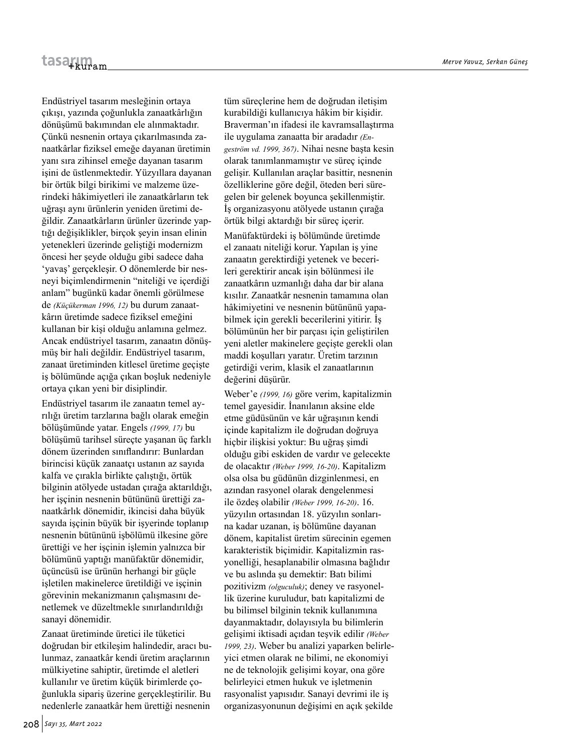Endüstriyel tasarım mesleğinin ortaya çıkışı, yazında çoğunlukla zanaatkârlığın dönüşümü bakımından ele alınmaktadır. Çünkü nesnenin ortaya çıkarılmasında zanaatkârlar fiziksel emeğe dayanan üretimin yanı sıra zihinsel emeğe dayanan tasarım işini de üstlenmektedir. Yüzyıllara dayanan bir örtük bilgi birikimi ve malzeme üzerindeki hâkimiyetleri ile zanaatkârların tek uğraşı aynı ürünlerin yeniden üretimi değildir. Zanaatkârların ürünler üzerinde yaptığı değişiklikler, birçok şeyin insan elinin yetenekleri üzerinde geliştiği modernizm öncesi her şeyde olduğu gibi sadece daha 'yavaş' gerçekleşir. O dönemlerde bir nesneyi biçimlendirmenin "niteliği ve içerdiği anlam" bugünkü kadar önemli görülmese de *(Küçükerman 1996, 12)* bu durum zanaatkârın üretimde sadece fiziksel emeğini kullanan bir kişi olduğu anlamına gelmez. Ancak endüstriyel tasarım, zanaatın dönüşmüş bir hali değildir. Endüstriyel tasarım, zanaat üretiminden kitlesel üretime geçişte iş bölümünde açığa çıkan boşluk nedeniyle ortaya çıkan yeni bir disiplindir.

Endüstriyel tasarım ile zanaatın temel ayrılığı üretim tarzlarına bağlı olarak emeğin bölüşümünde yatar. Engels *(1999, 17)* bu bölüşümü tarihsel süreçte yaşanan üç farklı dönem üzerinden sınıflandırır: Bunlardan birincisi küçük zanaatçı ustanın az sayıda kalfa ve çırakla birlikte çalıştığı, örtük bilginin atölyede ustadan çırağa aktarıldığı, her işçinin nesnenin bütününü ürettiği zanaatkârlık dönemidir, ikincisi daha büyük sayıda işçinin büyük bir işyerinde toplanıp nesnenin bütününü işbölümü ilkesine göre ürettiği ve her işçinin işlemin yalnızca bir bölümünü yaptığı manüfaktür dönemidir, üçüncüsü ise ürünün herhangi bir güçle işletilen makinelerce üretildiği ve işçinin görevinin mekanizmanın çalışmasını denetlemek ve düzeltmekle sınırlandırıldığı sanayi dönemidir.

Zanaat üretiminde üretici ile tüketici doğrudan bir etkileşim halindedir, aracı bulunmaz, zanaatkâr kendi üretim araçlarının mülkiyetine sahiptir, üretimde el aletleri kullanılır ve üretim küçük birimlerde çoğunlukla sipariş üzerine gerçekleştirilir. Bu nedenlerle zanaatkâr hem ürettiği nesnenin tüm süreçlerine hem de doğrudan iletişim kurabildiği kullanıcıya hâkim bir kişidir. Braverman'ın ifadesi ile kavramsallaştırma ile uygulama zanaatta bir aradadır *(Engeström vd. 1999, 367)*. Nihai nesne başta kesin olarak tanımlanmamıştır ve süreç içinde gelişir. Kullanılan araçlar basittir, nesnenin özelliklerine göre değil, öteden beri süregelen bir gelenek boyunca şekillenmiştir. İş organizasyonu atölyede ustanın çırağa örtük bilgi aktardığı bir süreç içerir.

Manüfaktürdeki iş bölümünde üretimde el zanaatı niteliği korur. Yapılan iş yine zanaatın gerektirdiği yetenek ve becerileri gerektirir ancak işin bölünmesi ile zanaatkârın uzmanlığı daha dar bir alana kısılır. Zanaatkâr nesnenin tamamına olan hâkimiyetini ve nesnenin bütününü yapabilmek için gerekli becerilerini yitirir. İş bölümünün her bir parçası için geliştirilen yeni aletler makinelere geçişte gerekli olan maddi koşulları yaratır. Üretim tarzının getirdiği verim, klasik el zanaatlarının değerini düşürür.

Weber'e *(1999, 16)* göre verim, kapitalizmin temel gayesidir. İnanılanın aksine elde etme güdüsünün ve kâr uğraşının kendi içinde kapitalizm ile doğrudan doğruya hiçbir ilişkisi yoktur: Bu uğraş şimdi olduğu gibi eskiden de vardır ve gelecekte de olacaktır *(Weber 1999, 16-20)*. Kapitalizm olsa olsa bu güdünün dizginlenmesi, en azından rasyonel olarak dengelenmesi ile özdeş olabilir *(Weber 1999, 16-20)*. 16. yüzyılın ortasından 18. yüzyılın sonlarına kadar uzanan, iş bölümüne dayanan dönem, kapitalist üretim sürecinin egemen karakteristik biçimidir. Kapitalizmin rasyonelliği, hesaplanabilir olmasına bağlıdır ve bu aslında şu demektir: Batı bilimi pozitivizm *(olguculuk)*; deney ve rasyonellik üzerine kuruludur, batı kapitalizmi de bu bilimsel bilginin teknik kullanımına dayanmaktadır, dolayısıyla bu bilimlerin gelişimi iktisadi açıdan teşvik edilir *(Weber 1999, 23)*. Weber bu analizi yaparken belirleyici etmen olarak ne bilimi, ne ekonomiyi ne de teknolojik gelişimi koyar, ona göre belirleyici etmen hukuk ve işletmenin rasyonalist yapısıdır. Sanayi devrimi ile iş organizasyonunun değişimi en açık şekilde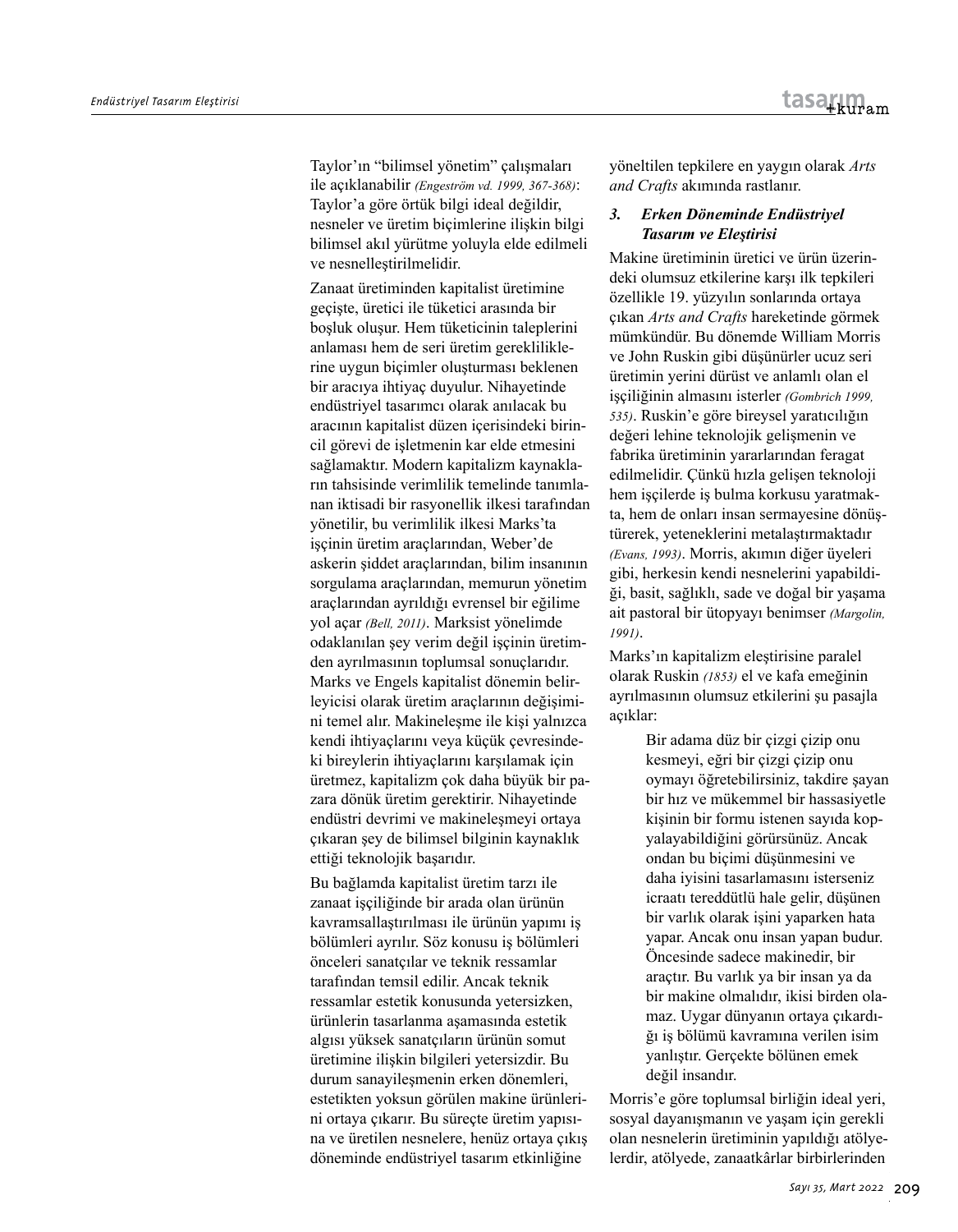Taylor'ın "bilimsel yönetim" çalışmaları ile açıklanabilir *(Engeström vd. 1999, 367-368)*: Taylor'a göre örtük bilgi ideal değildir, nesneler ve üretim biçimlerine ilişkin bilgi bilimsel akıl yürütme yoluyla elde edilmeli ve nesnelleştirilmelidir.

Zanaat üretiminden kapitalist üretimine geçişte, üretici ile tüketici arasında bir boşluk oluşur. Hem tüketicinin taleplerini anlaması hem de seri üretim gerekliliklerine uygun biçimler oluşturması beklenen bir aracıya ihtiyaç duyulur. Nihayetinde endüstriyel tasarımcı olarak anılacak bu aracının kapitalist düzen içerisindeki birincil görevi de işletmenin kar elde etmesini sağlamaktır. Modern kapitalizm kaynakların tahsisinde verimlilik temelinde tanımlanan iktisadi bir rasyonellik ilkesi tarafından yönetilir, bu verimlilik ilkesi Marks'ta işçinin üretim araçlarından, Weber'de askerin şiddet araçlarından, bilim insanının sorgulama araçlarından, memurun yönetim araçlarından ayrıldığı evrensel bir eğilime yol açar *(Bell, 2011)*. Marksist yönelimde odaklanılan şey verim değil işçinin üretimden ayrılmasının toplumsal sonuçlarıdır. Marks ve Engels kapitalist dönemin belirleyicisi olarak üretim araçlarının değişimini temel alır. Makineleşme ile kişi yalnızca kendi ihtiyaçlarını veya küçük çevresindeki bireylerin ihtiyaçlarını karşılamak için üretmez, kapitalizm çok daha büyük bir pazara dönük üretim gerektirir. Nihayetinde endüstri devrimi ve makineleşmeyi ortaya çıkaran şey de bilimsel bilginin kaynaklık ettiği teknolojik başarıdır.

Bu bağlamda kapitalist üretim tarzı ile zanaat işçiliğinde bir arada olan ürünün kavramsallaştırılması ile ürünün yapımı iş bölümleri ayrılır. Söz konusu iş bölümleri önceleri sanatçılar ve teknik ressamlar tarafından temsil edilir. Ancak teknik ressamlar estetik konusunda yetersizken, ürünlerin tasarlanma aşamasında estetik algısı yüksek sanatçıların ürünün somut üretimine ilişkin bilgileri yetersizdir. Bu durum sanayileşmenin erken dönemleri, estetikten yoksun görülen makine ürünlerini ortaya çıkarır. Bu süreçte üretim yapısına ve üretilen nesnelere, henüz ortaya çıkış döneminde endüstriyel tasarım etkinliğine yöneltilen tepkilere en yaygın olarak *Arts and Crafts* akımında rastlanır.

### 3. Erken Döneminde Endüstriyel Tasarım ve Eleştirisi

Makine üretiminin üretici ve ürün üzerindeki olumsuz etkilerine karşı ilk tepkileri özellikle 19. yüzyılın sonlarında ortaya çıkan *Arts and Crafts* hareketinde görmek mümkündür. Bu dönemde William Morris ve John Ruskin gibi düşünürler ucuz seri üretimin yerini dürüst ve anlamlı olan el işçiliğinin almasını isterler *(Gombrich 1999, 535)*. Ruskin'e göre bireysel yaratıcılığın değeri lehine teknolojik gelişmenin ve fabrika üretiminin yararlarından feragat edilmelidir. Çünkü hızla gelişen teknoloji hem işçilerde iş bulma korkusu yaratmakta, hem de onları insan sermayesine dönüştürerek, yeteneklerini metalaştırmaktadır *(Evans, 1993)*. Morris, akımın diğer üyeleri gibi, herkesin kendi nesnelerini yapabildiği, basit, sağlıklı, sade ve doğal bir yaşama ait pastoral bir ütopyayı benimser *(Margolin, 1991)*.

Marks'ın kapitalizm eleştirisine paralel olarak Ruskin *(1853)* el ve kafa emeğinin ayrılmasının olumsuz etkilerini şu pasajla açıklar:

> Bir adama düz bir çizgi çizip onu kesmeyi, eğri bir çizgi çizip onu oymayı öğretebilirsiniz, takdire şayan bir hız ve mükemmel bir hassasiyetle kişinin bir formu istenen sayıda kopyalayabildiğini görürsünüz. Ancak ondan bu biçimi düşünmesini ve daha iyisini tasarlamasını isterseniz icraatı tereddütlü hale gelir, düşünen bir varlık olarak işini yaparken hata yapar. Ancak onu insan yapan budur. Öncesinde sadece makinedir, bir araçtır. Bu varlık ya bir insan ya da bir makine olmalıdır, ikisi birden olamaz. Uygar dünyanın ortaya çıkardığı iş bölümü kavramına verilen isim yanlıştır. Gerçekte bölünen emek değil insandır.

Morris'e göre toplumsal birliğin ideal yeri, sosyal dayanışmanın ve yaşam için gerekli olan nesnelerin üretiminin yapıldığı atölyelerdir, atölyede, zanaatkârlar birbirlerinden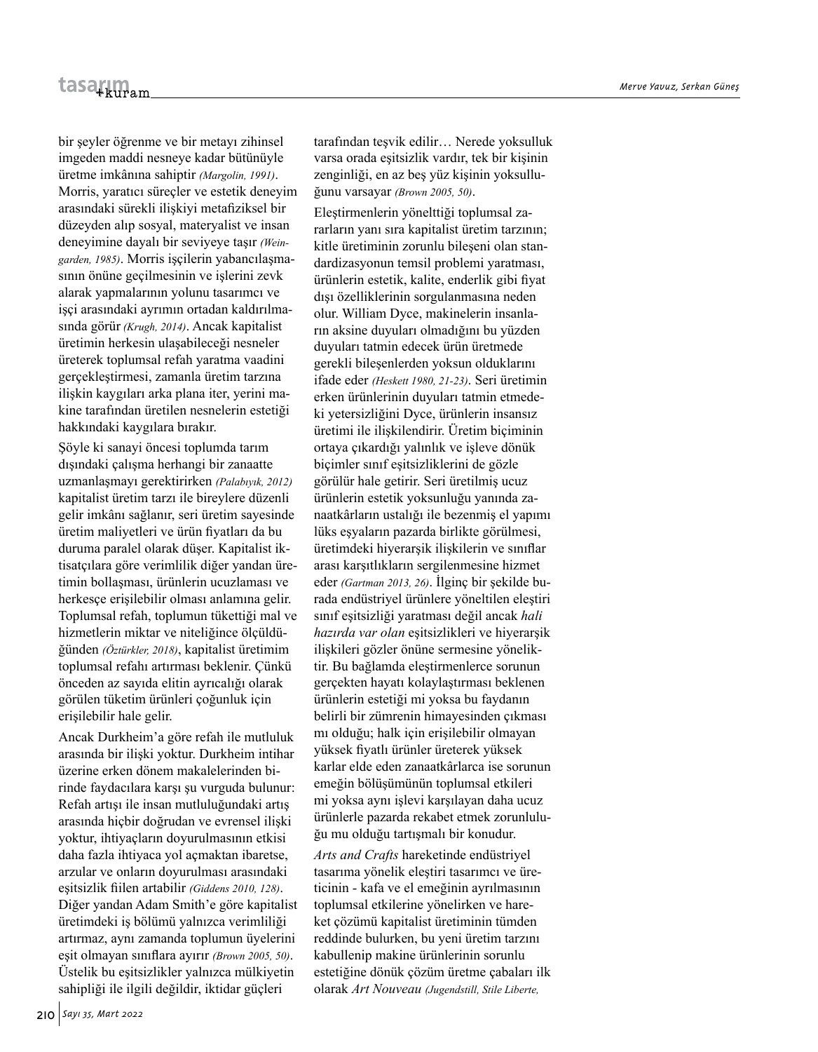bir şeyler öğrenme ve bir metayı zihinsel imgeden maddi nesneye kadar bütünüyle üretme imkânına sahiptir *(Margolin, 1991)*. Morris, yaratıcı süreçler ve estetik deneyim arasındaki sürekli ilişkiyi metafiziksel bir düzeyden alıp sosyal, materyalist ve insan deneyimine dayalı bir seviyeye taşır *(Weingarden, 1985)*. Morris işçilerin yabancılaşmasının önüne geçilmesinin ve işlerini zevk alarak yapmalarının yolunu tasarımcı ve işçi arasındaki ayrımın ortadan kaldırılmasında görür *(Krugh, 2014)*. Ancak kapitalist üretimin herkesin ulaşabileceği nesneler üreterek toplumsal refah yaratma vaadini gerçekleştirmesi, zamanla üretim tarzına ilişkin kaygıları arka plana iter, yerini makine tarafından üretilen nesnelerin estetiği hakkındaki kaygılara bırakır.

Şöyle ki sanayi öncesi toplumda tarım dışındaki çalışma herhangi bir zanaatte uzmanlaşmayı gerektirirken *(Palabıyık, 2012)* kapitalist üretim tarzı ile bireylere düzenli gelir imkânı sağlanır, seri üretim sayesinde üretim maliyetleri ve ürün fiyatları da bu duruma paralel olarak düşer. Kapitalist iktisatçılara göre verimlilik diğer yandan üretimin bollaşması, ürünlerin ucuzlaması ve herkesçe erişilebilir olması anlamına gelir. Toplumsal refah, toplumun tükettiği mal ve hizmetlerin miktar ve niteliğince ölçüldüğünden *(Öztürkler, 2018)*, kapitalist üretimim toplumsal refahı artırması beklenir. Çünkü önceden az sayıda elitin ayrıcalığı olarak görülen tüketim ürünleri çoğunluk için erişilebilir hale gelir.

Ancak Durkheim'a göre refah ile mutluluk arasında bir ilişki yoktur. Durkheim intihar üzerine erken dönem makalelerinden birinde faydacılara karşı şu vurguda bulunur: Refah artışı ile insan mutluluğundaki artış arasında hiçbir doğrudan ve evrensel ilişki yoktur, ihtiyaçların doyurulmasının etkisi daha fazla ihtiyaca yol açmaktan ibaretse, arzular ve onların doyurulması arasındaki eşitsizlik fiilen artabilir *(Giddens 2010, 128)*. Diğer yandan Adam Smith'e göre kapitalist üretimdeki iş bölümü yalnızca verimliliği artırmaz, aynı zamanda toplumun üyelerini eşit olmayan sınıflara ayırır *(Brown 2005, 50)*. Üstelik bu eşitsizlikler yalnızca mülkiyetin sahipliği ile ilgili değildir, iktidar güçleri tarafından teşvik edilir… Nerede yoksulluk varsa orada eşitsizlik vardır, tek bir kişinin zenginliği, en az beş yüz kişinin yoksulluğunu varsayar *(Brown 2005, 50)*.

Eleştirmenlerin yönelttiği toplumsal zararların yanı sıra kapitalist üretim tarzının; kitle üretiminin zorunlu bileşeni olan standardizasyonun temsil problemi yaratması, ürünlerin estetik, kalite, enderlik gibi fiyat dışı özelliklerinin sorgulanmasına neden olur. William Dyce, makinelerin insanların aksine duyuları olmadığını bu yüzden duyuları tatmin edecek ürün üretmede gerekli bileşenlerden yoksun olduklarını ifade eder *(Heskett 1980, 21-23)*. Seri üretimin erken ürünlerinin duyuları tatmin etmedeki yetersizliğini Dyce, ürünlerin insansız üretimi ile ilişkilendirir. Üretim biçiminin ortaya çıkardığı yalınlık ve işleve dönük biçimler sınıf eşitsizliklerini de gözle görülür hale getirir. Seri üretilmiş ucuz ürünlerin estetik yoksunluğu yanında zanaatkârların ustalığı ile bezenmiş el yapımı lüks eşyaların pazarda birlikte görülmesi, üretimdeki hiyerarşik ilişkilerin ve sınıflar arası karşıtlıkların sergilenmesine hizmet eder *(Gartman 2013, 26)*. İlginç bir şekilde burada endüstriyel ürünlere yöneltilen eleştiri sınıf eşitsizliği yaratması değil ancak *hali hazırda var olan* eşitsizlikleri ve hiyerarşik ilişkileri gözler önüne sermesine yöneliktir. Bu bağlamda eleştirmenlerce sorunun gerçekten hayatı kolaylaştırması beklenen ürünlerin estetiği mi yoksa bu faydanın belirli bir zümrenin himayesinden çıkması mı olduğu; halk için erişilebilir olmayan yüksek fiyatlı ürünler üreterek yüksek karlar elde eden zanaatkârlarca ise sorunun emeğin bölüşümünün toplumsal etkileri mi yoksa aynı işlevi karşılayan daha ucuz ürünlerle pazarda rekabet etmek zorunluluğu mu olduğu tartışmalı bir konudur.

*Arts and Crafts* hareketinde endüstriyel tasarıma yönelik eleştiri tasarımcı ve üreticinin - kafa ve el emeğinin ayrılmasının toplumsal etkilerine yönelirken ve hareket çözümü kapitalist üretiminin tümden reddinde bulurken, bu yeni üretim tarzını kabullenip makine ürünlerinin sorunlu estetiğine dönük çözüm üretme çabaları ilk olarak *Art Nouveau (Jugendstill, Stile Liberte,*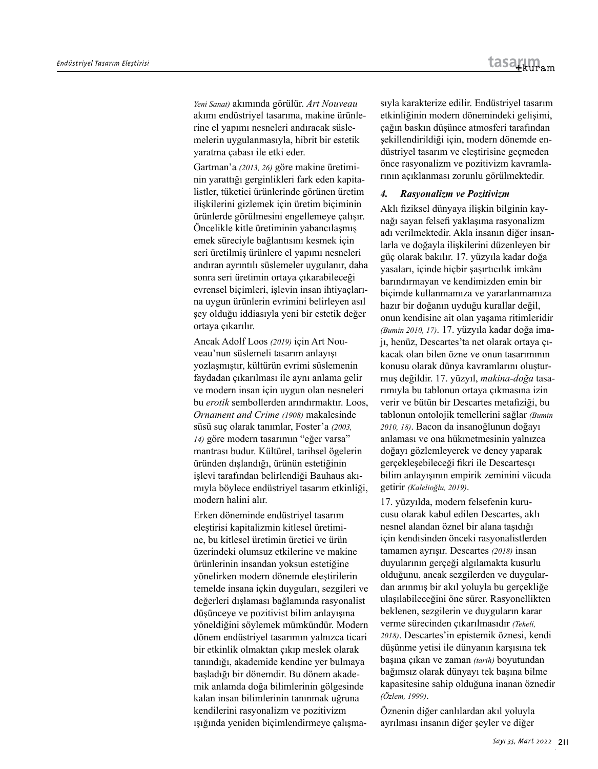*Yeni Sanat)* akımında görülür. *Art Nouveau* akımı endüstriyel tasarıma, makine ürünlerine el yapımı nesneleri andıracak süslemelerin uygulanmasıyla, hibrit bir estetik yaratma çabası ile etki eder.

Gartman'a *(2013, 26)* göre makine üretiminin yarattığı gerginlikleri fark eden kapitalistler, tüketici ürünlerinde görünen üretim ilişkilerini gizlemek için üretim biçiminin ürünlerde görülmesini engellemeye çalışır. Öncelikle kitle üretiminin yabancılaşmış emek süreciyle bağlantısını kesmek için seri üretilmiş ürünlere el yapımı nesneleri andıran ayrıntılı süslemeler uygulanır, daha sonra seri üretimin ortaya çıkarabileceği evrensel biçimleri, işlevin insan ihtiyaçlarına uygun ürünlerin evrimini belirleyen asıl şey olduğu iddiasıyla yeni bir estetik değer ortaya çıkarılır.

Ancak Adolf Loos *(2019)* için Art Nouveau'nun süslemeli tasarım anlayışı yozlaşmıştır, kültürün evrimi süslemenin faydadan çıkarılması ile aynı anlama gelir ve modern insan için uygun olan nesneleri bu *erotik* sembollerden arındırmaktır. Loos, *Ornament and Crime (1908)* makalesinde süsü suç olarak tanımlar, Foster'a *(2003, 14)* göre modern tasarımın "eğer varsa" mantrası budur. Kültürel, tarihsel ögelerin üründen dışlandığı, ürünün estetiğinin işlevi tarafından belirlendiği Bauhaus akımıyla böylece endüstriyel tasarım etkinliği, modern halini alır.

Erken döneminde endüstriyel tasarım eleştirisi kapitalizmin kitlesel üretimine, bu kitlesel üretimin üretici ve ürün üzerindeki olumsuz etkilerine ve makine ürünlerinin insandan yoksun estetiğine yönelirken modern dönemde eleştirilerin temelde insana içkin duyguları, sezgileri ve değerleri dışlaması bağlamında rasyonalist düşünceye ve pozitivist bilim anlayışına yöneldiğini söylemek mümkündür. Modern dönem endüstriyel tasarımın yalnızca ticari bir etkinlik olmaktan çıkıp meslek olarak tanındığı, akademide kendine yer bulmaya başladığı bir dönemdir. Bu dönem akademik anlamda doğa bilimlerinin gölgesinde kalan insan bilimlerinin tanınmak uğruna kendilerini rasyonalizm ve pozitivizm ışığında yeniden biçimlendirmeye çalışmasıyla karakterize edilir. Endüstriyel tasarım etkinliğinin modern dönemindeki gelişimi, çağın baskın düşünce atmosferi tarafından şekillendirildiği için, modern dönemde endüstriyel tasarım ve eleştirisine geçmeden önce rasyonalizm ve pozitivizm kavramlarının açıklanması zorunlu görülmektedir.

## 4. Rasyonalizm ve Pozitivizm

Aklı fiziksel dünyaya ilişkin bilginin kaynağı sayan felsefi yaklaşıma rasyonalizm adı verilmektedir. Akla insanın diğer insanlarla ve doğayla ilişkilerini düzenleyen bir güç olarak bakılır. 17. yüzyıla kadar doğa yasaları, içinde hiçbir şaşırtıcılık imkânı barındırmayan ve kendimizden emin bir biçimde kullanmamıza ve yararlanmamıza hazır bir doğanın uyduğu kurallar değil, onun kendisine ait olan yaşama ritimleridir *(Bumin 2010, 17)*. 17. yüzyıla kadar doğa imajı, henüz, Descartes'ta net olarak ortaya çıkacak olan bilen özne ve onun tasarımının konusu olarak dünya kavramlarını oluşturmuş değildir. 17. yüzyıl, *makina-doğa* tasarımıyla bu tablonun ortaya çıkmasına izin verir ve bütün bir Descartes metafiziği, bu tablonun ontolojik temellerini sağlar *(Bumin 2010, 18)*. Bacon da insanoğlunun doğayı anlaması ve ona hükmetmesinin yalnızca doğayı gözlemleyerek ve deney yaparak gerçekleşebileceği fikri ile Descartesçı bilim anlayışının empirik zeminini vücuda getirir *(Kalelioğlu, 2019)*.

17. yüzyılda, modern felsefenin kurucusu olarak kabul edilen Descartes, aklı nesnel alandan öznel bir alana taşıdığı için kendisinden önceki rasyonalistlerden tamamen ayrışır. Descartes *(2018)* insan duyularının gerçeği algılamakta kusurlu olduğunu, ancak sezgilerden ve duygulardan arınmış bir akıl yoluyla bu gerçekliğe ulaşılabileceğini öne sürer. Rasyonellikten beklenen, sezgilerin ve duyguların karar verme sürecinden çıkarılmasıdır *(Tekeli, 2018)*. Descartes'in epistemik öznesi, kendi düşünme yetisi ile dünyanın karşısına tek başına çıkan ve zaman *(tarih)* boyutundan bağımsız olarak dünyayı tek başına bilme kapasitesine sahip olduğuna inanan öznedir *(Özlem, 1999)*.

Öznenin diğer canlılardan akıl yoluyla ayrılması insanın diğer şeyler ve diğer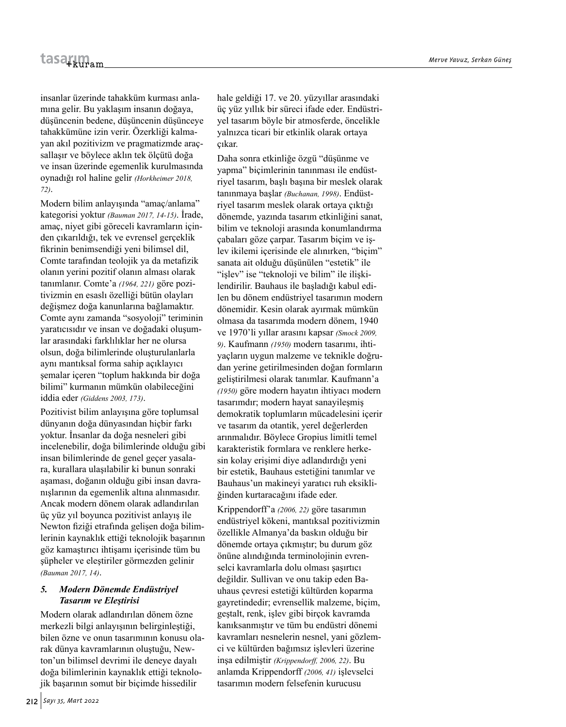insanlar üzerinde tahakküm kurması anlamına gelir. Bu yaklaşım insanın doğaya, düşüncenin bedene, düşüncenin düşünceye tahakkümüne izin verir. Özerkliği kalmayan akıl pozitivizm ve pragmatizmde araçsallaşır ve böylece aklın tek ölçütü doğa ve insan üzerinde egemenlik kurulmasında oynadığı rol haline gelir *(Horkheimer 2018, 72)*.

Modern bilim anlayışında "amaç/anlama" kategorisi yoktur *(Bauman 2017, 14-15)*. İrade, amaç, niyet gibi göreceli kavramların içinden çıkarıldığı, tek ve evrensel gerçeklik fikrinin benimsendiği yeni bilimsel dil, Comte tarafından teolojik ya da metafizik olanın yerini pozitif olanın alması olarak tanımlanır. Comte'a *(1964, 221)* göre pozitivizmin en esaslı özelliği bütün olayları değişmez doğa kanunlarına bağlamaktır. Comte aynı zamanda "sosyoloji" teriminin yaratıcısıdır ve insan ve doğadaki oluşumlar arasındaki farklılıklar her ne olursa olsun, doğa bilimlerinde oluşturulanlarla aynı mantıksal forma sahip açıklayıcı şemalar içeren "toplum hakkında bir doğa bilimi" kurmanın mümkün olabileceğini iddia eder *(Giddens 2003, 173)*.

Pozitivist bilim anlayışına göre toplumsal dünyanın doğa dünyasından hiçbir farkı yoktur. İnsanlar da doğa nesneleri gibi incelenebilir, doğa bilimlerinde olduğu gibi insan bilimlerinde de genel geçer yasalara, kurallara ulaşılabilir ki bunun sonraki aşaması, doğanın olduğu gibi insan davranışlarının da egemenlik altına alınmasıdır. Ancak modern dönem olarak adlandırılan üç yüz yıl boyunca pozitivist anlayış ile Newton fiziği etrafında gelişen doğa bilimlerinin kaynaklık ettiği teknolojik başarının göz kamaştırıcı ihtişamı içerisinde tüm bu şüpheler ve eleştiriler görmezden gelinir *(Bauman 2017, 14)*.

### 5. Modern Dönemde Endüstriyel Tasarım ve Eleştirisi

Modern olarak adlandırılan dönem özne merkezli bilgi anlayışının belirginleştiği, bilen özne ve onun tasarımının konusu olarak dünya kavramlarının oluştuğu, Newton'un bilimsel devrimi ile deneye dayalı doğa bilimlerinin kaynaklık ettiği teknolojik başarının somut bir biçimde hissedilir hale geldiği 17. ve 20. yüzyıllar arasındaki üç yüz yıllık bir süreci ifade eder. Endüstriyel tasarım böyle bir atmosferde, öncelikle yalnızca ticari bir etkinlik olarak ortaya çıkar.

Daha sonra etkinliğe özgü "düşünme ve yapma" biçimlerinin tanınması ile endüstriyel tasarım, başlı başına bir meslek olarak tanınmaya başlar *(Buchanan, 1998)*. Endüstriyel tasarım meslek olarak ortaya çıktığı dönemde, yazında tasarım etkinliğini sanat, bilim ve teknoloji arasında konumlandırma çabaları göze çarpar. Tasarım biçim ve işlev ikilemi içerisinde ele alınırken, "biçim" sanata ait olduğu düşünülen "estetik" ile "işlev" ise "teknoloji ve bilim" ile ilişkilendirilir. Bauhaus ile başladığı kabul edilen bu dönem endüstriyel tasarımın modern dönemidir. Kesin olarak ayırmak mümkün olmasa da tasarımda modern dönem, 1940 ve 1970'li yıllar arasını kapsar *(Smock 2009, 9)*. Kaufmann *(1950)* modern tasarımı, ihtiyaçların uygun malzeme ve teknikle doğrudan yerine getirilmesinden doğan formların geliştirilmesi olarak tanımlar. Kaufmann'a *(1950)* göre modern hayatın ihtiyacı modern tasarımdır; modern hayat sanayileşmiş demokratik toplumların mücadelesini içerir ve tasarım da otantik, yerel değerlerden arınmalıdır. Böylece Gropius limitli temel karakteristik formlara ve renklere herkesin kolay erişimi diye adlandırdığı yeni bir estetik, Bauhaus estetiğini tanımlar ve Bauhaus'un makineyi yaratıcı ruh eksikliğinden kurtaracağını ifade eder.

Krippendorff'a *(2006, 22)* göre tasarımın endüstriyel kökeni, mantıksal pozitivizmin özellikle Almanya'da baskın olduğu bir dönemde ortaya çıkmıştır; bu durum göz önüne alındığında terminolojinin evrenselci kavramlarla dolu olması şaşırtıcı değildir. Sullivan ve onu takip eden Bauhaus çevresi estetiği kültürden koparma gayretindedir; evrensellik malzeme, biçim, geştalt, renk, işlev gibi birçok kavramda kanıksanmıştır ve tüm bu endüstri dönemi kavramları nesnelerin nesnel, yani gözlemci ve kültürden bağımsız işlevleri üzerine inşa edilmiştir *(Krippendorff, 2006, 22)*. Bu anlamda Krippendorff *(2006, 41)* işlevselci tasarımın modern felsefenin kurucusu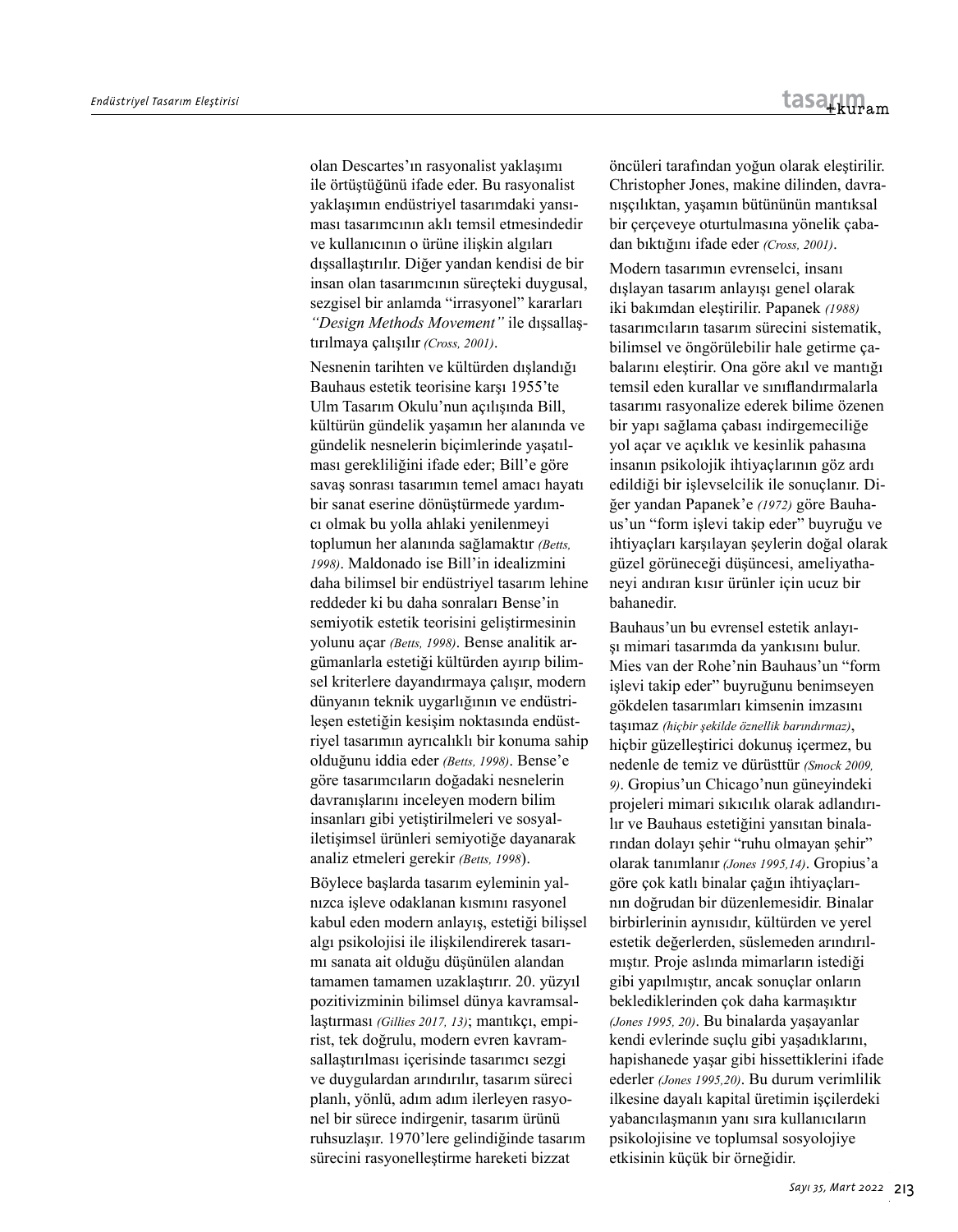olan Descartes'ın rasyonalist yaklaşımı ile örtüştüğünü ifade eder. Bu rasyonalist yaklaşımın endüstriyel tasarımdaki yansıması tasarımcının aklı temsil etmesindedir ve kullanıcının o ürüne ilişkin algıları dışsallaştırılır. Diğer yandan kendisi de bir insan olan tasarımcının süreçteki duygusal, sezgisel bir anlamda "irrasyonel" kararları *"Design Methods Movement"* ile dışsallaştırılmaya çalışılır *(Cross, 2001)*.

Nesnenin tarihten ve kültürden dışlandığı Bauhaus estetik teorisine karşı 1955'te Ulm Tasarım Okulu'nun açılışında Bill, kültürün gündelik yaşamın her alanında ve gündelik nesnelerin biçimlerinde yaşatılması gerekliliğini ifade eder; Bill'e göre savaş sonrası tasarımın temel amacı hayatı bir sanat eserine dönüştürmede yardımcı olmak bu yolla ahlaki yenilenmeyi toplumun her alanında sağlamaktır *(Betts, 1998)*. Maldonado ise Bill'in idealizmini daha bilimsel bir endüstriyel tasarım lehine reddeder ki bu daha sonraları Bense'in semiyotik estetik teorisini geliştirmesinin yolunu açar *(Betts, 1998)*. Bense analitik argümanlarla estetiği kültürden ayırıp bilimsel kriterlere dayandırmaya çalışır, modern dünyanın teknik uygarlığının ve endüstrileşen estetiğin kesişim noktasında endüstriyel tasarımın ayrıcalıklı bir konuma sahip olduğunu iddia eder *(Betts, 1998)*. Bense'e göre tasarımcıların doğadaki nesnelerin davranışlarını inceleyen modern bilim insanları gibi yetiştirilmeleri ve sosyaliletişimsel ürünleri semiyotiğe dayanarak analiz etmeleri gerekir *(Betts, 1998)*.

Böylece başlarda tasarım eyleminin yalnızca işleve odaklanan kısmını rasyonel kabul eden modern anlayış, estetiği bilişsel algı psikolojisi ile ilişkilendirerek tasarımı sanata ait olduğu düşünülen alandan tamamen tamamen uzaklaştırır. 20. yüzyıl pozitivizminin bilimsel dünya kavramsallaştırması *(Gillies 2017, 13)*; mantıkçı, empirist, tek doğrulu, modern evren kavramsallaştırılması içerisinde tasarımcı sezgi ve duygulardan arındırılır, tasarım süreci planlı, yönlü, adım adım ilerleyen rasyonel bir sürece indirgenir, tasarım ürünü ruhsuzlaşır. 1970'lere gelindiğinde tasarım sürecini rasyonelleştirme hareketi bizzat öncüleri tarafından yoğun olarak eleştirilir. Christopher Jones, makine dilinden, davranışçılıktan, yaşamın bütününün mantıksal bir çerçeveye oturtulmasına yönelik çabadan bıktığını ifade eder *(Cross, 2001)*.

Modern tasarımın evrenselci, insanı dışlayan tasarım anlayışı genel olarak iki bakımdan eleştirilir. Papanek *(1988)* tasarımcıların tasarım sürecini sistematik, bilimsel ve öngörülebilir hale getirme çabalarını eleştirir. Ona göre akıl ve mantığı temsil eden kurallar ve sınıflandırmalarla tasarımı rasyonalize ederek bilime özenen bir yapı sağlama çabası indirgemeciliğe yol açar ve açıklık ve kesinlik pahasına insanın psikolojik ihtiyaçlarının göz ardı edildiği bir işlevselcilik ile sonuçlanır. Diğer yandan Papanek'e *(1972)* göre Bauhaus'un "form işlevi takip eder" buyruğu ve ihtiyaçları karşılayan şeylerin doğal olarak güzel görüneceği düşüncesi, ameliyathaneyi andıran kısır ürünler için ucuz bir bahanedir.

Bauhaus'un bu evrensel estetik anlayışı mimari tasarımda da yankısını bulur. Mies van der Rohe'nin Bauhaus'un "form işlevi takip eder" buyruğunu benimseyen gökdelen tasarımları kimsenin imzasını taşımaz *(hiçbir şekilde öznellik barındırmaz)*, hiçbir güzelleştirici dokunuş içermez, bu nedenle de temiz ve dürüsttür *(Smock 2009, 9)*. Gropius'un Chicago'nun güneyindeki projeleri mimari sıkıcılık olarak adlandırılır ve Bauhaus estetiğini yansıtan binalarından dolayı şehir "ruhu olmayan şehir" olarak tanımlanır *(Jones 1995,14)*. Gropius'a göre çok katlı binalar çağın ihtiyaçlarının doğrudan bir düzenlemesidir. Binalar birbirlerinin aynısıdır, kültürden ve yerel estetik değerlerden, süslemeden arındırılmıştır. Proje aslında mimarların istediği gibi yapılmıştır, ancak sonuçlar onların beklediklerinden çok daha karmaşıktır *(Jones 1995, 20)*. Bu binalarda yaşayanlar kendi evlerinde suçlu gibi yaşadıklarını, hapishanede yaşar gibi hissettiklerini ifade ederler *(Jones 1995,20)*. Bu durum verimlilik ilkesine dayalı kapital üretimin işçilerdeki yabancılaşmanın yanı sıra kullanıcıların psikolojisine ve toplumsal sosyolojiye etkisinin küçük bir örneğidir.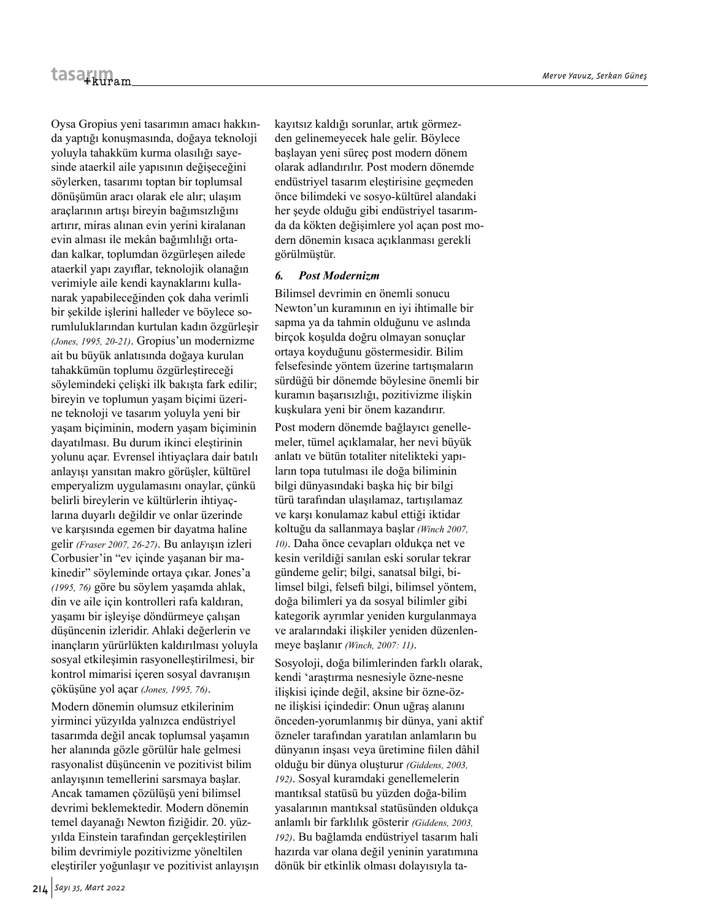Oysa Gropius yeni tasarımın amacı hakkında yaptığı konuşmasında, doğaya teknoloji yoluyla tahakküm kurma olasılığı sayesinde ataerkil aile yapısının değişeceğini söylerken, tasarımı toptan bir toplumsal dönüşümün aracı olarak ele alır; ulaşım araçlarının artışı bireyin bağımsızlığını artırır, miras alınan evin yerini kiralanan evin alması ile mekân bağımlılığı ortadan kalkar, toplumdan özgürleşen ailede ataerkil yapı zayıflar, teknolojik olanağın verimiyle aile kendi kaynaklarını kullanarak yapabileceğinden çok daha verimli bir şekilde işlerini halleder ve böylece sorumluluklarından kurtulan kadın özgürleşir *(Jones, 1995, 20-21)*. Gropius'un modernizme ait bu büyük anlatısında doğaya kurulan tahakkümün toplumu özgürleştireceği söylemindeki çelişki ilk bakışta fark edilir; bireyin ve toplumun yaşam biçimi üzerine teknoloji ve tasarım yoluyla yeni bir yaşam biçiminin, modern yaşam biçiminin dayatılması. Bu durum ikinci eleştirinin yolunu açar. Evrensel ihtiyaçlara dair batılı anlayışı yansıtan makro görüşler, kültürel emperyalizm uygulamasını onaylar, çünkü belirli bireylerin ve kültürlerin ihtiyaçlarına duyarlı değildir ve onlar üzerinde ve karşısında egemen bir dayatma haline gelir *(Fraser 2007, 26-27)*. Bu anlayışın izleri Corbusier'in "ev içinde yaşanan bir makinedir" söyleminde ortaya çıkar. Jones'a *(1995, 76)* göre bu söylem yaşamda ahlak, din ve aile için kontrolleri rafa kaldıran, yaşamı bir işleyişe döndürmeye çalışan düşüncenin izleridir. Ahlaki değerlerin ve inançların yürürlükten kaldırılması yoluyla sosyal etkileşimin rasyonelleştirilmesi, bir kontrol mimarisi içeren sosyal davranışın çöküşüne yol açar *(Jones, 1995, 76)*.

Modern dönemin olumsuz etkilerinim yirminci yüzyılda yalnızca endüstriyel tasarımda değil ancak toplumsal yaşamın her alanında gözle görülür hale gelmesi rasyonalist düşüncenin ve pozitivist bilim anlayışının temellerini sarsmaya başlar. Ancak tamamen çözülüşü yeni bilimsel devrimi beklemektedir. Modern dönemin temel dayanağı Newton fiziğidir. 20. yüzyılda Einstein tarafından gerçekleştirilen bilim devrimiyle pozitivizme yöneltilen eleştiriler yoğunlaşır ve pozitivist anlayışın kayıtsız kaldığı sorunlar, artık görmezden gelinemeyecek hale gelir. Böylece başlayan yeni süreç post modern dönem olarak adlandırılır. Post modern dönemde endüstriyel tasarım eleştirisine geçmeden önce bilimdeki ve sosyo-kültürel alandaki her şeyde olduğu gibi endüstriyel tasarımda da kökten değişimlere yol açan post modern dönemin kısaca açıklanması gerekli görülmüştür.

### *6. Post Modernizm*

Bilimsel devrimin en önemli sonucu Newton'un kuramının en iyi ihtimalle bir sapma ya da tahmin olduğunu ve aslında birçok koşulda doğru olmayan sonuçlar ortaya koyduğunu göstermesidir. Bilim felsefesinde yöntem üzerine tartışmaların sürdüğü bir dönemde böylesine önemli bir kuramın başarısızlığı, pozitivizme ilişkin kuşkulara yeni bir önem kazandırır.

Post modern dönemde bağlayıcı genellemeler, tümel açıklamalar, her nevi büyük anlatı ve bütün totaliter nitelikteki yapıların topa tutulması ile doğa biliminin bilgi dünyasındaki başka hiç bir bilgi türü tarafından ulaşılamaz, tartışılamaz ve karşı konulamaz kabul ettiği iktidar koltuğu da sallanmaya başlar *(Winch 2007, 10)*. Daha önce cevapları oldukça net ve kesin verildiği sanılan eski sorular tekrar gündeme gelir; bilgi, sanatsal bilgi, bilimsel bilgi, felsefi bilgi, bilimsel yöntem, doğa bilimleri ya da sosyal bilimler gibi kategorik ayrımlar yeniden kurgulanmaya ve aralarındaki ilişkiler yeniden düzenlenmeye başlanır *(Winch, 2007: 11)*.

Sosyoloji, doğa bilimlerinden farklı olarak, kendi 'araştırma nesnesiyle özne-nesne ilişkisi içinde değil, aksine bir özne-özne ilişkisi içindedir: Onun uğraş alanını önceden-yorumlanmış bir dünya, yani aktif özneler tarafından yaratılan anlamların bu dünyanın inşası veya üretimine fiilen dâhil olduğu bir dünya oluşturur *(Giddens, 2003, 192)*. Sosyal kuramdaki genellemelerin mantıksal statüsü bu yüzden doğa-bilim yasalarının mantıksal statüsünden oldukça anlamlı bir farklılık gösterir *(Giddens, 2003, 192)*. Bu bağlamda endüstriyel tasarım hali hazırda var olana değil yeninin yaratımına dönük bir etkinlik olması dolayısıyla ta-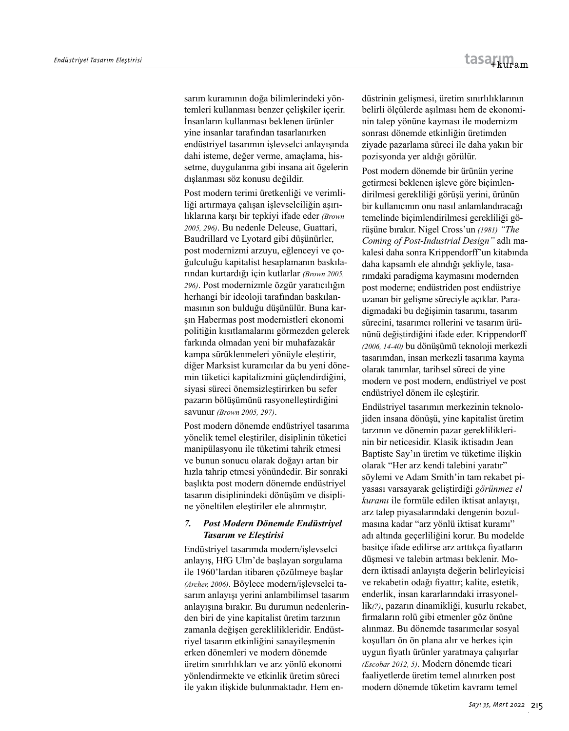sarım kuramının doğa bilimlerindeki yöntemleri kullanması benzer çelişkiler içerir. İnsanların kullanması beklenen ürünler yine insanlar tarafından tasarlanırken endüstriyel tasarımın işlevselci anlayışında dahi isteme, değer verme, amaçlama, hissetme, duygulanma gibi insana ait ögelerin dışlanması söz konusu değildir.

Post modern terimi üretkenliği ve verimliliği artırmaya çalışan işlevselciliğin aşırılıklarına karşı bir tepkiyi ifade eder *(Brown 2005, 296)*. Bu nedenle Deleuse, Guattari, Baudrillard ve Lyotard gibi düşünürler, post modernizmi arzuyu, eğlenceyi ve çoğulculuğu kapitalist hesaplamanın baskılarından kurtardığı için kutlarlar *(Brown 2005, 296)*. Post modernizmle özgür yaratıcılığın herhangi bir ideoloji tarafından baskılanmasının son bulduğu düşünülür. Buna karşın Habermas post modernistleri ekonomi politiğin kısıtlamalarını görmezden gelerek farkında olmadan yeni bir muhafazakâr kampa sürüklenmeleri yönüyle eleştirir, diğer Marksist kuramcılar da bu yeni dönemin tüketici kapitalizmini güçlendirdiğini, siyasi süreci önemsizleştirirken bu sefer pazarın bölüşümünü rasyonelleştirdiğini savunur *(Brown 2005, 297)*.

Post modern dönemde endüstriyel tasarıma yönelik temel eleştiriler, disiplinin tüketici manipülasyonu ile tüketimi tahrik etmesi ve bunun sonucu olarak doğayı artan bir hızla tahrip etmesi yönündedir. Bir sonraki başlıkta post modern dönemde endüstriyel tasarım disiplinindeki dönüşüm ve disipline yöneltilen eleştiriler ele alınmıştır.

## 7. *Post Modern Dönemde Endüstriyel Tasarım ve Eleştirisi*

Endüstriyel tasarımda modern/işlevselci anlayış, HfG Ulm'de başlayan sorgulama ile 1960'lardan itibaren çözülmeye başlar *(Archer, 2006)*. Böylece modern/işlevselci tasarım anlayışı yerini anlambilimsel tasarım anlayışına bırakır. Bu durumun nedenlerinden biri de yine kapitalist üretim tarzının zamanla değişen gereklilikleridir. Endüstriyel tasarım etkinliğini sanayileşmenin erken dönemleri ve modern dönemde üretim sınırlılıkları ve arz yönlü ekonomi yönlendirmekte ve etkinlik üretim süreci ile yakın ilişkide bulunmaktadır. Hem endüstrinin gelişmesi, üretim sınırlılıklarının belirli ölçülerde aşılması hem de ekonominin talep yönüne kayması ile modernizm sonrası dönemde etkinliğin üretimden ziyade pazarlama süreci ile daha yakın bir pozisyonda yer aldığı görülür.

Post modern dönemde bir ürünün yerine getirmesi beklenen işleve göre biçimlendirilmesi gerekliliği görüşü yerini, ürünün bir kullanıcının onu nasıl anlamlandıracağı temelinde biçimlendirilmesi gerekliliği görüşüne bırakır. Nigel Cross'un *(1981) "The Coming of Post-Industrial Design"* adlı makalesi daha sonra Krippendorff'un kitabında daha kapsamlı ele alındığı şekliyle, tasarımdaki paradigma kaymasını modernden post moderne; endüstriden post endüstriye uzanan bir gelişme süreciyle açıklar. Paradigmadaki bu değişimin tasarımı, tasarım sürecini, tasarımcı rollerini ve tasarım ürününü değiştirdiğini ifade eder. Krippendorff *(2006, 14-40)* bu dönüşümü teknoloji merkezli tasarımdan, insan merkezli tasarıma kayma olarak tanımlar, tarihsel süreci de yine modern ve post modern, endüstriyel ve post endüstriyel dönem ile eşleştirir.

Endüstriyel tasarımın merkezinin teknolojiden insana dönüşü, yine kapitalist üretim tarzının ve dönemin pazar gerekliliklerinin bir neticesidir. Klasik iktisadın Jean Baptiste Say'ın üretim ve tüketime ilişkin olarak "Her arz kendi talebini yaratır" söylemi ve Adam Smith'in tam rekabet piyasası varsayarak geliştirdiği *görünmez el kuramı* ile formüle edilen iktisat anlayışı, arz talep piyasalarındaki dengenin bozulmasına kadar "arz yönlü iktisat kuramı" adı altında geçerliliğini korur. Bu modelde basitçe ifade edilirse arz arttıkça fiyatların düşmesi ve talebin artması beklenir. Modern iktisadi anlayışta değerin belirleyicisi ve rekabetin odağı fiyattır; kalite, estetik, enderlik, insan kararlarındaki irrasyonellik*(?)*, pazarın dinamikliği, kusurlu rekabet, firmaların rolü gibi etmenler göz önüne alınmaz. Bu dönemde tasarımcılar sosyal koşulları ön ön plana alır ve herkes için uygun fiyatlı ürünler yaratmaya çalışırlar *(Escobar 2012, 5)*. Modern dönemde ticari faaliyetlerde üretim temel alınırken post modern dönemde tüketim kavramı temel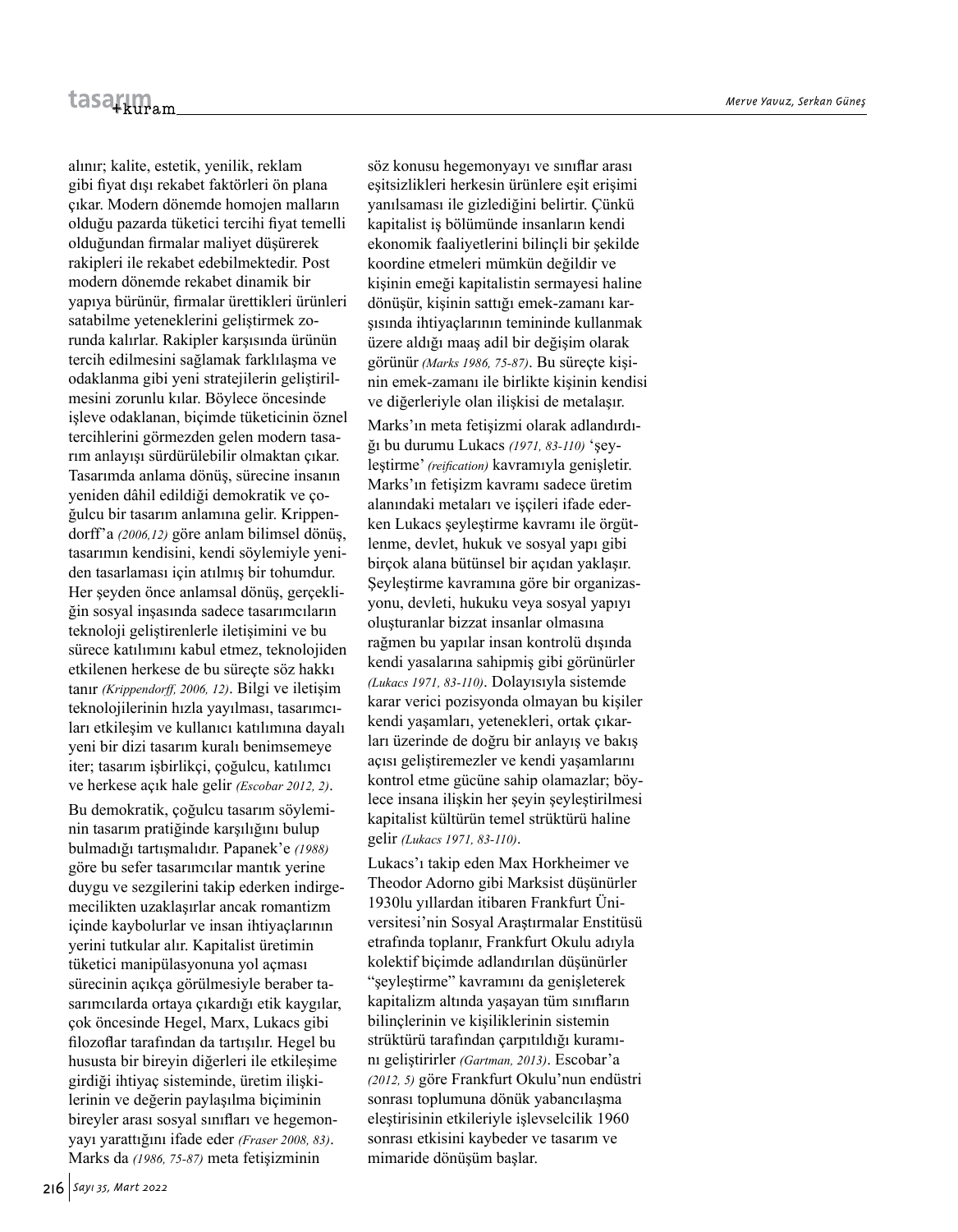alınır; kalite, estetik, yenilik, reklam gibi fiyat dışı rekabet faktörleri ön plana çıkar. Modern dönemde homojen malların olduğu pazarda tüketici tercihi fiyat temelli olduğundan firmalar maliyet düşürerek rakipleri ile rekabet edebilmektedir. Post modern dönemde rekabet dinamik bir yapıya bürünür, firmalar ürettikleri ürünleri satabilme yeteneklerini geliştirmek zorunda kalırlar. Rakipler karşısında ürünün tercih edilmesini sağlamak farklılaşma ve odaklanma gibi yeni stratejilerin geliştirilmesini zorunlu kılar. Böylece öncesinde işleve odaklanan, biçimde tüketicinin öznel tercihlerini görmezden gelen modern tasarım anlayışı sürdürülebilir olmaktan çıkar. Tasarımda anlama dönüş, sürecine insanın yeniden dâhil edildiği demokratik ve çoğulcu bir tasarım anlamına gelir. Krippendorff'a *(2006,12)* göre anlam bilimsel dönüş, tasarımın kendisini, kendi söylemiyle yeniden tasarlaması için atılmış bir tohumdur. Her şeyden önce anlamsal dönüş, gerçekliğin sosyal inşasında sadece tasarımcıların teknoloji geliştirenlerle iletişimini ve bu sürece katılımını kabul etmez, teknolojiden etkilenen herkese de bu süreçte söz hakkı tanır *(Krippendorff, 2006, 12)*. Bilgi ve iletişim teknolojilerinin hızla yayılması, tasarımcıları etkileşim ve kullanıcı katılımına dayalı yeni bir dizi tasarım kuralı benimsemeye iter; tasarım işbirlikçi, çoğulcu, katılımcı ve herkese açık hale gelir *(Escobar 2012, 2)*.

Bu demokratik, çoğulcu tasarım söyleminin tasarım pratiğinde karşılığını bulup bulmadığı tartışmalıdır. Papanek'e *(1988)* göre bu sefer tasarımcılar mantık yerine duygu ve sezgilerini takip ederken indirgemecilikten uzaklaşırlar ancak romantizm içinde kaybolurlar ve insan ihtiyaçlarının yerini tutkular alır. Kapitalist üretimin tüketici manipülasyonuna yol açması sürecinin açıkça görülmesiyle beraber tasarımcılarda ortaya çıkardığı etik kaygılar, çok öncesinde Hegel, Marx, Lukacs gibi filozoflar tarafından da tartışılır. Hegel bu hususta bir bireyin diğerleri ile etkileşime girdiği ihtiyaç sisteminde, üretim ilişkilerinin ve değerin paylaşılma biçiminin bireyler arası sosyal sınıfları ve hegemonyayı yarattığını ifade eder *(Fraser 2008, 83)*. Marks da *(1986, 75-87)* meta fetişizminin söz konusu hegemonyayı ve sınıflar arası eşitsizlikleri herkesin ürünlere eşit erişimi yanılsaması ile gizlediğini belirtir. Çünkü kapitalist iş bölümünde insanların kendi ekonomik faaliyetlerini bilinçli bir şekilde koordine etmeleri mümkün değildir ve kişinin emeği kapitalistin sermayesi haline dönüşür, kişinin sattığı emek-zamanı karşısında ihtiyaçlarının temininde kullanmak üzere aldığı maaş adil bir değişim olarak görünür *(Marks 1986, 75-87)*. Bu süreçte kişinin emek-zamanı ile birlikte kişinin kendisi ve diğerleriyle olan ilişkisi de metalaşır.

Marks'ın meta fetişizmi olarak adlandırdığı bu durumu Lukacs *(1971, 83-110)* 'şeyleştirme' *(reification)* kavramıyla genişletir. Marks'ın fetişizm kavramı sadece üretim alanındaki metaları ve işçileri ifade ederken Lukacs şeyleştirme kavramı ile örgütlenme, devlet, hukuk ve sosyal yapı gibi birçok alana bütünsel bir açıdan yaklaşır. Şeyleştirme kavramına göre bir organizasyonu, devleti, hukuku veya sosyal yapıyı oluşturanlar bizzat insanlar olmasına rağmen bu yapılar insan kontrolü dışında kendi yasalarına sahipmiş gibi görünürler *(Lukacs 1971, 83-110)*. Dolayısıyla sistemde karar verici pozisyonda olmayan bu kişiler kendi yaşamları, yetenekleri, ortak çıkarları üzerinde de doğru bir anlayış ve bakış açısı geliştiremezler ve kendi yaşamlarını kontrol etme gücüne sahip olamazlar; böylece insana ilişkin her şeyin şeyleştirilmesi kapitalist kültürün temel strüktürü haline gelir *(Lukacs 1971, 83-110)*.

Lukacs'ı takip eden Max Horkheimer ve Theodor Adorno gibi Marksist düşünürler 1930lu yıllardan itibaren Frankfurt Üniversitesi'nin Sosyal Araştırmalar Enstitüsü etrafında toplanır, Frankfurt Okulu adıyla kolektif biçimde adlandırılan düşünürler "şeyleştirme" kavramını da genişleterek kapitalizm altında yaşayan tüm sınıfların bilinçlerinin ve kişiliklerinin sistemin strüktürü tarafından çarpıtıldığı kuramını geliştirirler *(Gartman, 2013)*. Escobar'a *(2012, 5)* göre Frankfurt Okulu'nun endüstri sonrası toplumuna dönük yabancılaşma eleştirisinin etkileriyle işlevselcilik 1960 sonrası etkisini kaybeder ve tasarım ve mimaride dönüşüm başlar.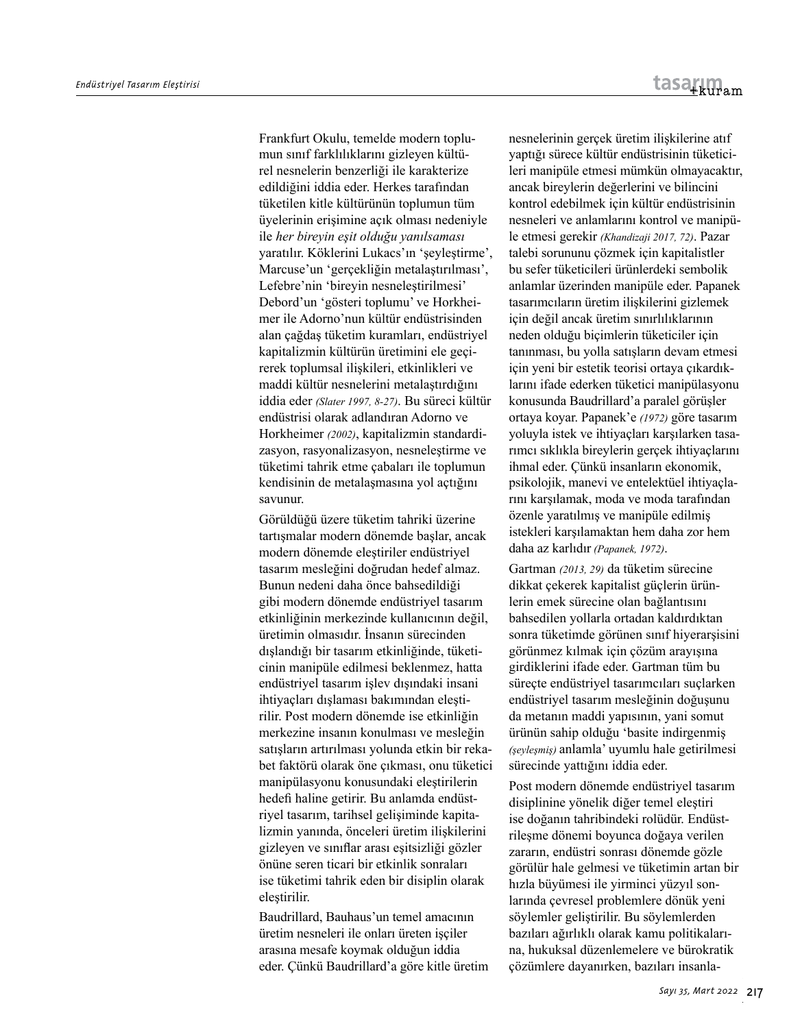Frankfurt Okulu, temelde modern toplumun sınıf farklılıklarını gizleyen kültürel nesnelerin benzerliği ile karakterize edildiğini iddia eder. Herkes tarafından tüketilen kitle kültürünün toplumun tüm üyelerinin erişimine açık olması nedeniyle ile *her bireyin eşit olduğu yanılsaması* yaratılır. Köklerini Lukacs'ın 'şeyleştirme', Marcuse'un 'gerçekliğin metalaştırılması', Lefebre'nin 'bireyin nesneleştirilmesi' Debord'un 'gösteri toplumu' ve Horkheimer ile Adorno'nun kültür endüstrisinden alan çağdaş tüketim kuramları, endüstriyel kapitalizmin kültürün üretimini ele geçirerek toplumsal ilişkileri, etkinlikleri ve maddi kültür nesnelerini metalaştırdığını iddia eder *(Slater 1997, 8-27)*. Bu süreci kültür endüstrisi olarak adlandıran Adorno ve Horkheimer *(2002)*, kapitalizmin standardizasyon, rasyonalizasyon, nesneleştirme ve tüketimi tahrik etme çabaları ile toplumun kendisinin de metalaşmasına yol açtığını savunur.

Görüldüğü üzere tüketim tahriki üzerine tartışmalar modern dönemde başlar, ancak modern dönemde eleştiriler endüstriyel tasarım mesleğini doğrudan hedef almaz. Bunun nedeni daha önce bahsedildiği gibi modern dönemde endüstriyel tasarım etkinliğinin merkezinde kullanıcının değil, üretimin olmasıdır. İnsanın sürecinden dışlandığı bir tasarım etkinliğinde, tüketicinin manipüle edilmesi beklenmez, hatta endüstriyel tasarım işlev dışındaki insani ihtiyaçları dışlaması bakımından eleştirilir. Post modern dönemde ise etkinliğin merkezine insanın konulması ve mesleğin satışların artırılması yolunda etkin bir rekabet faktörü olarak öne çıkması, onu tüketici manipülasyonu konusundaki eleştirilerin hedefi haline getirir. Bu anlamda endüstriyel tasarım, tarihsel gelişiminde kapitalizmin yanında, önceleri üretim ilişkilerini gizleyen ve sınıflar arası eşitsizliği gözler önüne seren ticari bir etkinlik sonraları ise tüketimi tahrik eden bir disiplin olarak eleştirilir.

Baudrillard, Bauhaus'un temel amacının üretim nesneleri ile onları üreten işçiler arasına mesafe koymak olduğunu iddia eder. Çünkü Baudrillard'a göre kitle üretim nesnelerinin gerçek üretim ilişkilerine atıf yaptığı sürece kültür endüstrisinin tüketicileri manipüle etmesi mümkün olmayacaktır, ancak bireylerin değerlerini ve bilincini kontrol edebilmek için kültür endüstrisinin nesneleri ve anlamlarını kontrol ve manipüle etmesi gerekir *(Khandizaji 2017, 72)*. Pazar talebi sorununu çözmek için kapitalistler bu sefer tüketicileri ürünlerdeki sembolik anlamlar üzerinden manipüle eder. Papanek tasarımcıların üretim ilişkilerini gizlemek için değil ancak üretim sınırlılıklarının neden olduğu biçimlerin tüketiciler için tanınması, bu yolla satışların devam etmesi için yeni bir estetik teorisi ortaya çıkardıklarını ifade ederken tüketici manipülasyonu konusunda Baudrillard'a paralel görüşler ortaya koyar. Papanek'e *(1972)* göre tasarım yoluyla istek ve ihtiyaçları karşılarken tasarımcı sıklıkla bireylerin gerçek ihtiyaçlarını ihmal eder. Çünkü insanların ekonomik, psikolojik, manevi ve entelektüel ihtiyaçlarını karşılamak, moda ve moda tarafından özenle yaratılmış ve manipüle edilmiş istekleri karşılamaktan hem daha zor hem daha az karlıdır *(Papanek, 1972)*.

Gartman *(2013, 29)* da tüketim sürecine dikkat çekerek kapitalist güçlerin ürünlerin emek sürecine olan bağlantısını bahsedilen yollarla ortadan kaldırdıktan sonra tüketimde görünen sınıf hiyerarşisini görünmez kılmak için çözüm arayışına girdiklerini ifade eder. Gartman tüm bu süreçte endüstriyel tasarımcıları suçlarken endüstriyel tasarım mesleğinin doğuşunu da metanın maddi yapısının, yani somut ürünün sahip olduğu 'basite indirgenmiş *(şeyleşmiş)* anlamla' uyumlu hale getirilmesi sürecinde yattığını iddia eder.

Post modern dönemde endüstriyel tasarım disiplinine yönelik diğer temel eleştiri ise doğanın tahribindeki rolüdür. Endüstrileşme dönemi boyunca doğaya verilen zararın, endüstri sonrası dönemde gözle görülür hale gelmesi ve tüketimin artan bir hızla büyümesi ile yirminci yüzyıl sonlarında çevresel problemlere dönük yeni söylemler geliştirilir. Bu söylemlerden bazıları ağırlıklı olarak kamu politikalarına, hukuksal düzenlemelere ve bürokratik çözümlere dayanırken, bazıları insanla-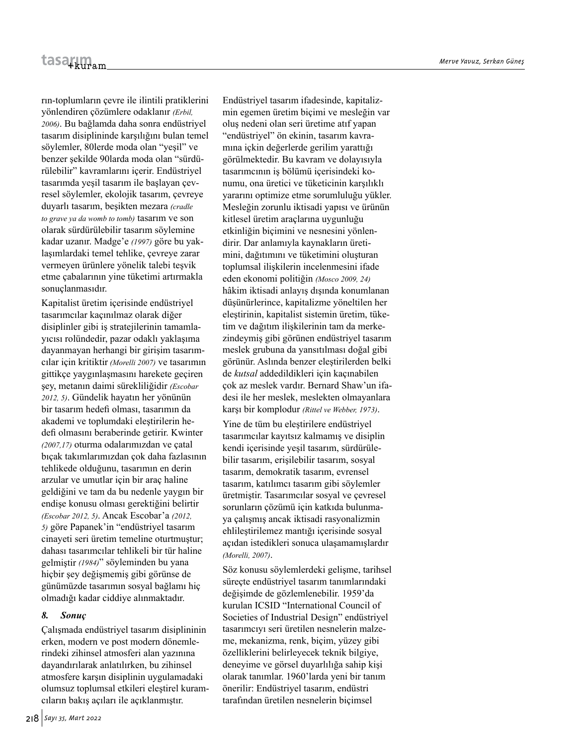rın-toplumların çevre ile ilintili pratiklerini yönlendiren çözümlere odaklanır *(Erbil, 2006)*. Bu bağlamda daha sonra endüstriyel tasarım disiplininde karşılığını bulan temel söylemler, 80lerde moda olan "yeşil" ve benzer şekilde 90larda moda olan "sürdürülebilir" kavramlarını içerir. Endüstriyel tasarımda yeşil tasarım ile başlayan çevresel söylemler, ekolojik tasarım, çevreye duyarlı tasarım, beşikten mezara *(cradle to grave ya da womb to tomb)* tasarım ve son olarak sürdürülebilir tasarım söylemine kadar uzanır. Madge'e *(1997)* göre bu yaklaşımlardaki temel tehlike, çevreye zarar vermeyen ürünlere yönelik talebi teşvik etme çabalarının yine tüketimi artırmakla sonuçlanmasıdır.

Kapitalist üretim içerisinde endüstriyel tasarımcılar kaçınılmaz olarak diğer disiplinler gibi iş stratejilerinin tamamlayıcısı rolündedir, pazar odaklı yaklaşıma dayanmayan herhangi bir girişim tasarımcılar için kritiktir *(Morelli 2007)* ve tasarımın gittikçe yaygınlaşmasını harekete geçiren şey, metanın daimi sürekliliğidir *(Escobar 2012, 5)*. Gündelik hayatın her yönünün bir tasarım hedefi olması, tasarımın da akademi ve toplumdaki eleştirilerin hedefi olmasını beraberinde getirir. Kwinter *(2007,17)* oturma odalarımızdan ve çatal bıçak takımlarımızdan çok daha fazlasının tehlikede olduğunu, tasarımın en derin arzular ve umutlar için bir araç haline geldiğini ve tam da bu nedenle yaygın bir endişe konusu olması gerektiğini belirtir *(Escobar 2012, 5)*. Ancak Escobar'a *(2012, 5)* göre Papanek'in "endüstriyel tasarım cinayeti seri üretim temeline oturtmuştur; dahası tasarımcılar tehlikeli bir tür haline gelmiştir *(1984)*" söyleminden bu yana hiçbir şey değişmemiş gibi görünse de günümüzde tasarımın sosyal bağlamı hiç olmadığı kadar ciddiye alınmaktadır.

## *8. Sonuç*

Çalışmada endüstriyel tasarım disiplininin erken, modern ve post modern dönemlerindeki zihinsel atmosferi alan yazınına dayandırılarak anlatılırken, bu zihinsel atmosfere karşın disiplinin uygulamadaki olumsuz toplumsal etkileri eleştirel kuramcıların bakış açıları ile açıklanmıştır.

Endüstriyel tasarım ifadesinde, kapitalizmin egemen üretim biçimi ve mesleğin var oluş nedeni olan seri üretime atıf yapan "endüstriyel" ön ekinin, tasarım kavramına içkin değerlerde gerilim yarattığı görülmektedir. Bu kavram ve dolayısıyla tasarımcının iş bölümü içerisindeki konumu, ona üretici ve tüketicinin karşılıklı yararını optimize etme sorumluluğu yükler. Mesleğin zorunlu iktisadi yapısı ve ürünün kitlesel üretim araçlarına uygunluğu etkinliğin biçimini ve nesnesini yönlendirir. Dar anlamıyla kaynakların üretimini, dağıtımını ve tüketimini oluşturan toplumsal ilişkilerin incelenmesini ifade eden ekonomi politiğin *(Mosco 2009, 24)* hâkim iktisadi anlayış dışında konumlanan düşünürlerince, kapitalizme yöneltilen her eleştirinin, kapitalist sistemin üretim, tüketim ve dağıtım ilişkilerinin tam da merkezindeymiş gibi görünen endüstriyel tasarım meslek grubuna da yansıtılması doğal gibi görünür. Aslında benzer eleştirilerden belki de *kutsal* addedildikleri için kaçınabilen çok az meslek vardır. Bernard Shaw'un ifadesi ile her meslek, meslekten olmayanlara karşı bir komplodur *(Rittel ve Webber, 1973)*.

Yine de tüm bu eleştirilere endüstriyel tasarımcılar kayıtsız kalmamış ve disiplin kendi içerisinde yeşil tasarım, sürdürülebilir tasarım, erişilebilir tasarım, sosyal tasarım, demokratik tasarım, evrensel tasarım, katılımcı tasarım gibi söylemler üretmiştir. Tasarımcılar sosyal ve çevresel sorunların çözümü için katkıda bulunmaya çalışmış ancak iktisadi rasyonalizmin ehlileştirilemez mantığı içerisinde sosyal açıdan istedikleri sonuca ulaşamamışlardır *(Morelli, 2007)*.

Söz konusu söylemlerdeki gelişme, tarihsel süreçte endüstriyel tasarım tanımlarındaki değişimde de gözlemlenebilir. 1959'da kurulan ICSID "International Council of Societies of Industrial Design" endüstriyel tasarımcıyı seri üretilen nesnelerin malzeme, mekanizma, renk, biçim, yüzey gibi özelliklerini belirleyecek teknik bilgiye, deneyime ve görsel duyarlılığa sahip kişi olarak tanımlar. 1960'larda yeni bir tanım önerilir: Endüstriyel tasarım, endüstri tarafından üretilen nesnelerin biçimsel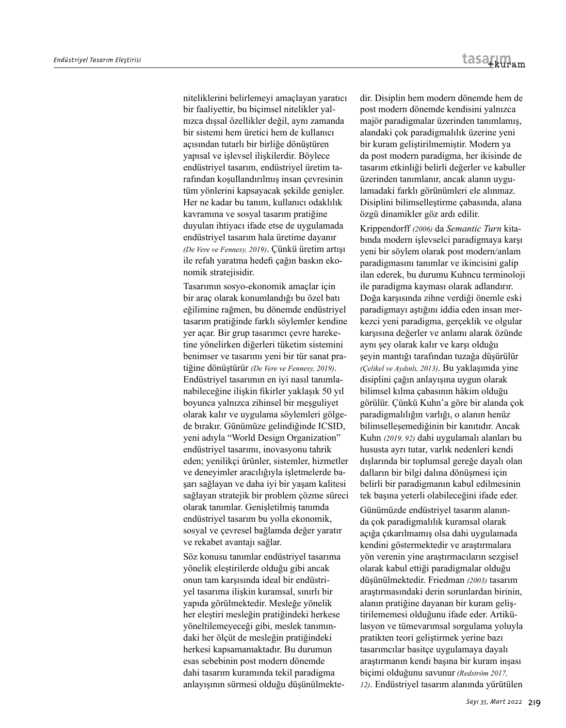niteliklerini belirlemeyi amaçlayan yaratıcı bir faaliyettir, bu biçimsel nitelikler yalnızca dışsal özellikler değil, aynı zamanda bir sistemi hem üretici hem de kullanıcı açısından tutarlı bir birliğe dönüştüren yapısal ve işlevsel ilişkilerdir. Böylece endüstriyel tasarım, endüstriyel üretim tarafından koşullandırılmış insan çevresinin tüm yönlerini kapsayacak şekilde genişler. Her ne kadar bu tanım, kullanıcı odaklılık kavramına ve sosyal tasarım pratiğine duyulan ihtiyacı ifade etse de uygulamada endüstriyel tasarım hala üretime dayanır *(De Vere ve Fennesy, 2019)*. Çünkü üretim artışı ile refah yaratma hedefi çağın baskın ekonomik stratejisidir.

Tasarımın sosyo-ekonomik amaçlar için bir araç olarak konumlandığı bu özel batı eğilimine rağmen, bu dönemde endüstriyel tasarım pratiğinde farklı söylemler kendine yer açar. Bir grup tasarımcı çevre hareketine yönelirken diğerleri tüketim sistemini benimser ve tasarımı yeni bir tür sanat pratiğine dönüştürür *(De Vere ve Fennesy, 2019)*. Endüstriyel tasarımın en iyi nasıl tanımlanabileceğine ilişkin fikirler yaklaşık 50 yıl boyunca yalnızca zihinsel bir meşguliyet olarak kalır ve uygulama söylemleri gölgede bırakır. Günümüze gelindiğinde ICSID, yeni adıyla "World Design Organization" endüstriyel tasarımı, inovasyonu tahrik eden; yenilikçi ürünler, sistemler, hizmetler ve deneyimler aracılığıyla işletmelerde başarı sağlayan ve daha iyi bir yaşam kalitesi sağlayan stratejik bir problem çözme süreci olarak tanımlar. Genişletilmiş tanımda endüstriyel tasarım bu yolla ekonomik, sosyal ve çevresel bağlamda değer yaratır ve rekabet avantajı sağlar.

Söz konusu tanımlar endüstriyel tasarıma yönelik eleştirilerde olduğu gibi ancak onun tam karşısında ideal bir endüstriyel tasarıma ilişkin kuramsal, sınırlı bir yapıda görülmektedir. Mesleğe yönelik her eleştiri mesleğin pratiğindeki herkese yöneltilemeyeceği gibi, meslek tanımındaki her ölçüt de mesleğin pratiğindeki herkesi kapsamamaktadır. Bu durumun esas sebebinin post modern dönemde dahi tasarım kuramında tekil paradigma anlayışının sürmesi olduğu düşünülmektedir. Disiplin hem modern dönemde hem de post modern dönemde kendisini yalnızca majör paradigmalar üzerinden tanımlamış, alandaki çok paradigmalılık üzerine yeni bir kuram geliştirilmemiştir. Modern ya da post modern paradigma, her ikisinde de tasarım etkinliği belirli değerler ve kabuller üzerinden tanımlanır, ancak alanın uygulamadaki farklı görünümleri ele alınmaz. Disiplini bilimselleştirme çabasında, alana özgü dinamikler göz ardı edilir.

Krippendorff *(2006)* da *Semantic Turn* kitabında modern işlevselci paradigmaya karşı yeni bir söylem olarak post modern/anlam paradigmasını tanımlar ve ikincisini galip ilan ederek, bu durumu Kuhncu terminoloji ile paradigma kayması olarak adlandırır. Doğa karşısında zihne verdiği önemle eski paradigmayı aştığını iddia eden insan merkezci yeni paradigma, gerçeklik ve olgular karşısına değerler ve anlamı alarak özünde aynı şey olarak kalır ve karşı olduğu şeyin mantığı tarafından tuzağa düşürülür *(Çelikel ve Aydınlı, 2013)*. Bu yaklaşımda yine disiplini çağın anlayışına uygun olarak bilimsel kılma çabasının hâkim olduğu görülür. Çünkü Kuhn'a göre bir alanda çok paradigmalılığın varlığı, o alanın henüz bilimselleşemediğinin bir kanıtıdır. Ancak Kuhn *(2019, 92)* dahi uygulamalı alanları bu hususta ayrı tutar, varlık nedenleri kendi dışlarında bir toplumsal gereğe dayalı olan dalların bir bilgi dalına dönüşmesi için belirli bir paradigmanın kabul edilmesinin tek başına yeterli olabileceğini ifade eder.

Günümüzde endüstriyel tasarım alanında çok paradigmalılık kuramsal olarak açığa çıkarılmamış olsa dahi uygulamada kendini göstermektedir ve araştırmalara yön verenin yine araştırmacıların sezgisel olarak kabul ettiği paradigmalar olduğu düşünülmektedir. Friedman *(2003)* tasarım araştırmasındaki derin sorunlardan birinin, alanın pratiğine dayanan bir kuram geliştirilememesi olduğunu ifade eder. Artikülasyon ve tümevarımsal sorgulama yoluyla pratikten teori geliştirmek yerine bazı tasarımcılar basitçe uygulamaya dayalı araştırmanın kendi başına bir kuram inşası biçimi olduğunu savunur *(Redström 2017, 12)*. Endüstriyel tasarım alanında yürütülen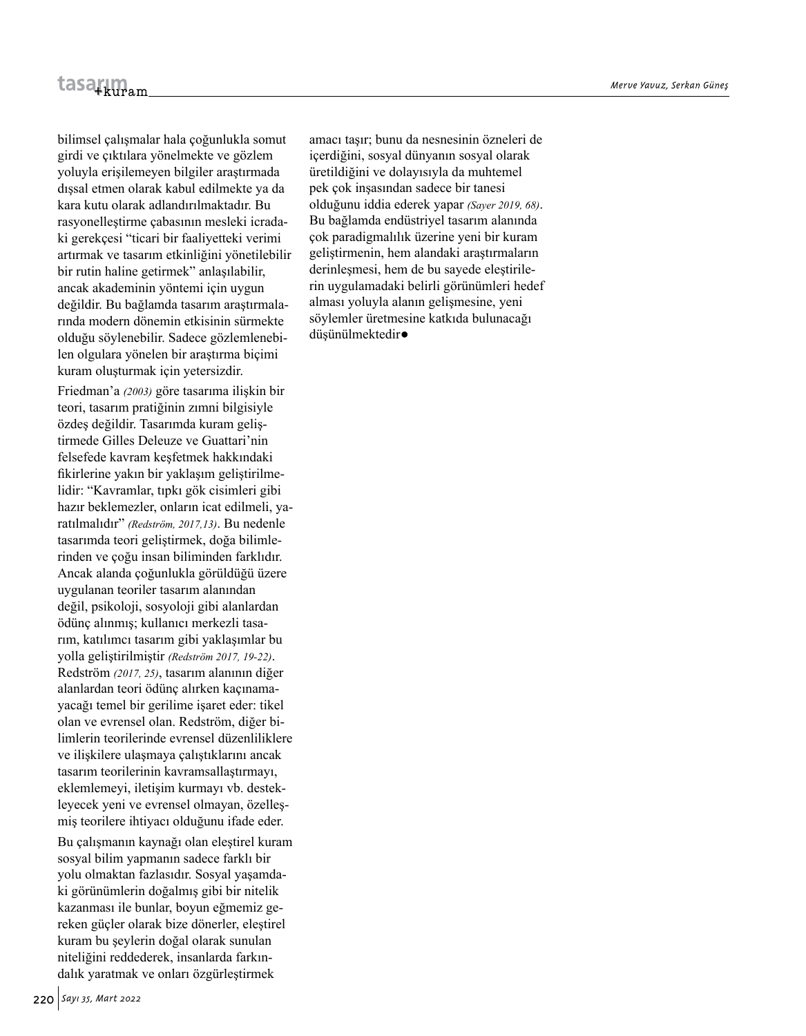bilimsel çalışmalar hala çoğunlukla somut girdi ve çıktılara yönelmekte ve gözlem yoluyla erişilemeyen bilgiler araştırmada dışsal etmen olarak kabul edilmekte ya da kara kutu olarak adlandırılmaktadır. Bu rasyonelleştirme çabasının mesleki icradaki gerekçesi "ticari bir faaliyetteki verimi artırmak ve tasarım etkinliğini yönetilebilir bir rutin haline getirmek" anlaşılabilir, ancak akademinin yöntemi için uygun değildir. Bu bağlamda tasarım araştırmalarında modern dönemin etkisinin sürmekte olduğu söylenebilir. Sadece gözlemlenebilen olgulara yönelen bir araştırma biçimi kuram oluşturmak için yetersizdir.

Friedman'a *(2003)* göre tasarıma ilişkin bir teori, tasarım pratiğinin zımni bilgisiyle özdeş değildir. Tasarımda kuram geliştirmede Gilles Deleuze ve Guattari'nin felsefede kavram keşfetmek hakkındaki fikirlerine yakın bir yaklaşım geliştirilmelidir: "Kavramlar, tıpkı gök cisimleri gibi hazır beklemezler, onların icat edilmeli, yaratılmalıdır" *(Redström, 2017,13)*. Bu nedenle tasarımda teori geliştirmek, doğa bilimlerinden ve çoğu insan biliminden farklıdır. Ancak alanda çoğunlukla görüldüğü üzere uygulanan teoriler tasarım alanından değil, psikoloji, sosyoloji gibi alanlardan ödünç alınmış; kullanıcı merkezli tasarım, katılımcı tasarım gibi yaklaşımlar bu yolla geliştirilmiştir *(Redström 2017, 19-22)*. Redström *(2017, 25)*, tasarım alanının diğer alanlardan teori ödünç alırken kaçınamayacağı temel bir gerilime işaret eder: tikel olan ve evrensel olan. Redström, diğer bilimlerin teorilerinde evrensel düzenliliklere ve ilişkilere ulaşmaya çalıştıklarını ancak tasarım teorilerinin kavramsallaştırmayı, eklemlemeyi, iletişim kurmayı vb. destekleyecek yeni ve evrensel olmayan, özelleşmiş teorilere ihtiyacı olduğunu ifade eder.

Bu çalışmanın kaynağı olan eleştirel kuram sosyal bilim yapmanın sadece farklı bir yolu olmaktan fazlasıdır. Sosyal yaşamdaki görünümlerin doğalmış gibi bir nitelik kazanması ile bunlar, boyun eğmemiz gereken güçler olarak bize dönerler, eleştirel kuram bu şeylerin doğal olarak sunulan niteliğini reddederek, insanlarda farkındalık yaratmak ve onları özgürleştirmek amacı taşır; bunu da nesnesinin özneleri de içerdiğini, sosyal dünyanın sosyal olarak üretildiğini ve dolayısıyla da muhtemel pek çok inşasından sadece bir tanesi olduğunu iddia ederek yapar *(Sayer 2019, 68)*. Bu bağlamda endüstriyel tasarım alanında çok paradigmalılık üzerine yeni bir kuram geliştirmenin, hem alandaki araştırmaların derinleşmesi, hem de bu sayede eleştirilerin uygulamadaki belirli görünümleri hedef alması yoluyla alanın gelişmesine, yeni söylemler üretmesine katkıda bulunacağı düşünülmektedir●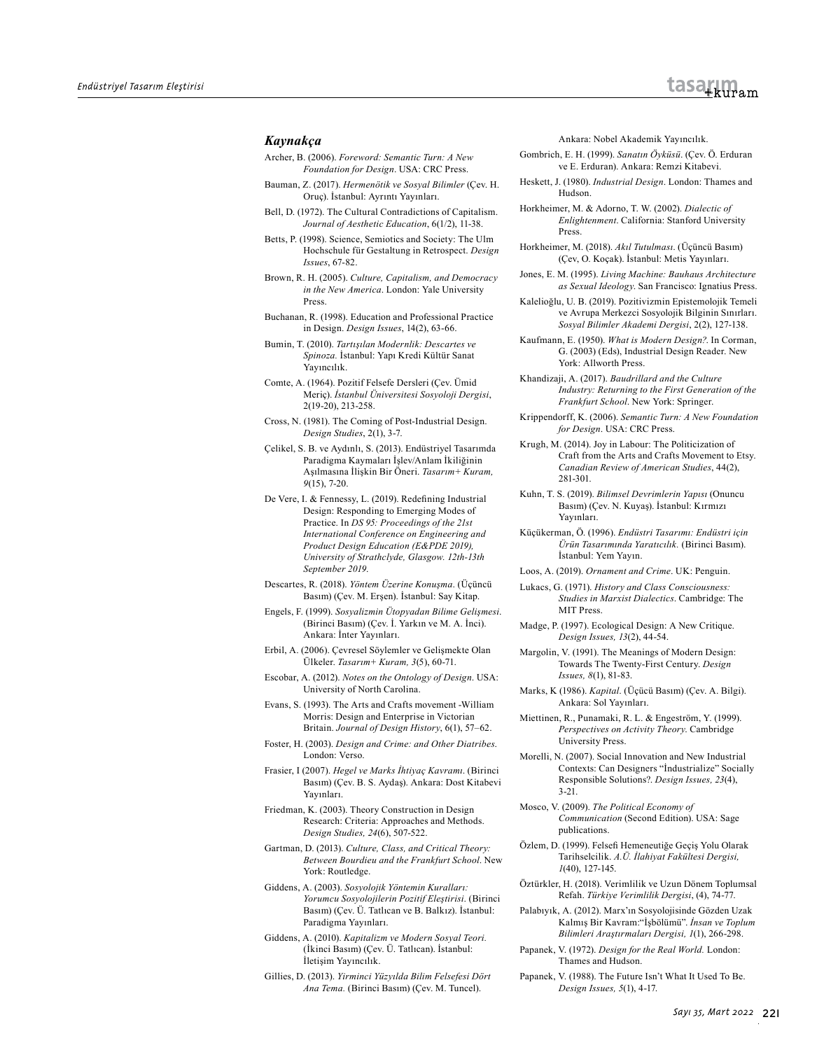## *Kaynakça*

Archer, B. (2006). *Foreword: Semantic Turn: A New Foundation for Design*. USA: CRC Press.

Bauman, Z. (2017). *Hermenötik ve Sosyal Bilimler* (Çev. H. Oruç). İstanbul: Ayrıntı Yayınları.

Bell, D. (1972). The Cultural Contradictions of Capitalism. *Journal of Aesthetic Education*, 6(1/2), 11-38.

Betts, P. (1998). Science, Semiotics and Society: The Ulm Hochschule für Gestaltung in Retrospect. *Design Issues*, 67-82.

Brown, R. H. (2005). *Culture, Capitalism, and Democracy in the New America*. London: Yale University Press.

Buchanan, R. (1998). Education and Professional Practice in Design. *Design Issues*, 14(2), 63-66.

Bumin, T. (2010). *Tartışılan Modernlik: Descartes ve Spinoza.* İstanbul: Yapı Kredi Kültür Sanat Yayıncılık.

Comte, A. (1964). Pozitif Felsefe Dersleri (Çev. Ümid Meriç). *İstanbul Üniversitesi Sosyoloji Dergisi*, 2(19-20), 213-258.

Cross, N. (1981). The Coming of Post-Industrial Design. *Design Studies*, 2(1), 3-7.

Çelikel, S. B. ve Aydınlı, S. (2013). Endüstriyel Tasarımda Paradigma Kaymaları İşlev/Anlam İkiliğinin Aşılmasına İlişkin Bir Öneri. *Tasarım+ Kuram, 9*(15), 7-20.

De Vere, I. & Fennessy, L. (2019). Redefining Industrial Design: Responding to Emerging Modes of Practice. In *DS 95: Proceedings of the 21st International Conference on Engineering and Product Design Education (E&PDE 2019), University of Strathclyde, Glasgow. 12th-13th September 2019.*

Descartes, R. (2018). *Yöntem Üzerine Konuşma*. (Üçüncü Basım) (Çev. M. Erşen). İstanbul: Say Kitap.

Engels, F. (1999). *Sosyalizmin Ütopyadan Bilime Gelişmesi*. (Birinci Basım) (Çev. İ. Yarkın ve M. A. İnci). Ankara: İnter Yayınları.

Erbil, A. (2006). Çevresel Söylemler ve Gelişmekte Olan Ülkeler. *Tasarım+ Kuram, 3*(5), 60-71.

Escobar, A. (2012). *Notes on the Ontology of Design*. USA: University of North Carolina.

Evans, S. (1993). The Arts and Crafts movement -William Morris: Design and Enterprise in Victorian Britain. *Journal of Design History*, 6(1), 57–62.

Foster, H. (2003). *Design and Crime: and Other Diatribes*. London: Verso.

Frasier, I (2007). *Hegel ve Marks İhtiyaç Kavramı*. (Birinci Basım) (Çev. B. S. Aydaş). Ankara: Dost Kitabevi Yayınları.

Friedman, K. (2003). Theory Construction in Design Research: Criteria: Approaches and Methods. *Design Studies, 24*(6), 507-522.

Gartman, D. (2013). *Culture, Class, and Critical Theory: Between Bourdieu and the Frankfurt School*. New York: Routledge.

Giddens, A. (2003). *Sosyolojik Yöntemin Kuralları: Yorumcu Sosyolojilerin Pozitif Eleştirisi*. (Birinci Basım) (Çev. Ü. Tatlıcan ve B. Balkız). İstanbul: Paradigma Yayınları.

Giddens, A. (2010). *Kapitalizm ve Modern Sosyal Teori.* (İkinci Basım) (Çev. Ü. Tatlıcan). İstanbul: İletişim Yayıncılık.

Gillies, D. (2013). *Yirminci Yüzyılda Bilim Felsefesi Dört Ana Tema.* (Birinci Basım) (Çev. M. Tuncel). Ankara: Nobel Akademik Yayıncılık.

Gombrich, E. H. (1999). *Sanatın Öyküsü*. (Çev. Ö. Erduran ve E. Erduran). Ankara: Remzi Kitabevi.

Heskett, J. (1980). *Industrial Design*. London: Thames and Hudson.

Horkheimer, M. & Adorno, T. W. (2002). *Dialectic of Enlightenment*. California: Stanford University Press.

Horkheimer, M. (2018). *Akıl Tutulması*. (Üçüncü Basım) (Çev, O. Koçak). İstanbul: Metis Yayınları.

Jones, E. M. (1995). *Living Machine: Bauhaus Architecture as Sexual Ideology*. San Francisco: Ignatius Press.

Kalelioğlu, U. B. (2019). Pozitivizmin Epistemolojik Temeli ve Avrupa Merkezci Sosyolojik Bilginin Sınırları. *Sosyal Bilimler Akademi Dergisi*, 2(2), 127-138.

Kaufmann, E. (1950). *What is Modern Design?*. In Corman, G. (2003) (Eds), Industrial Design Reader. New York: Allworth Press.

Khandizaji, A. (2017). *Baudrillard and the Culture Industry: Returning to the First Generation of the Frankfurt School*. New York: Springer.

Krippendorff, K. (2006). *Semantic Turn: A New Foundation for Design*. USA: CRC Press.

Krugh, M. (2014). Joy in Labour: The Politicization of Craft from the Arts and Crafts Movement to Etsy. *Canadian Review of American Studies*, 44(2), 281-301.

Kuhn, T. S. (2019). *Bilimsel Devrimlerin Yapısı* (Onuncu Basım) (Çev. N. Kuyaş). İstanbul: Kırmızı Yayınları.

Küçükerman, Ö. (1996). *Endüstri Tasarımı: Endüstri için Ürün Tasarımında Yaratıcılık.* (Birinci Basım). İstanbul: Yem Yayın.

Loos, A. (2019). *Ornament and Crime*. UK: Penguin.

Lukacs, G. (1971). *History and Class Consciousness: Studies in Marxist Dialectics*. Cambridge: The MIT Press.

Madge, P. (1997). Ecological Design: A New Critique. *Design Issues, 13*(2), 44-54.

Margolin, V. (1991). The Meanings of Modern Design: Towards The Twenty-First Century. *Design Issues, 8*(1), 81-83.

Marks, K (1986). *Kapital*. (Üçücü Basım) (Çev. A. Bilgi). Ankara: Sol Yayınları.

Miettinen, R., Punamaki, R. L. & Engeström, Y. (1999). *Perspectives on Activity Theory*. Cambridge University Press.

Morelli, N. (2007). Social Innovation and New Industrial Contexts: Can Designers "Industrialize" Socially Responsible Solutions?. *Design Issues, 23*(4), 3-21.

Mosco, V. (2009). *The Political Economy of Communication* (Second Edition). USA: Sage publications.

Özlem, D. (1999). Felsefi Hemeneutiğe Geçiş Yolu Olarak Tarihselcilik. *A.Ü. İlahiyat Fakültesi Dergisi, 1*(40), 127-145.

Öztürkler, H. (2018). Verimlilik ve Uzun Dönem Toplumsal Refah. *Türkiye Verimlilik Dergisi*, (4), 74-77.

Palabıyık, A. (2012). Marx'ın Sosyolojisinde Gözden Uzak Kalmış Bir Kavram:"İşbölümü". *İnsan ve Toplum Bilimleri Araştırmaları Dergisi, 1*(1), 266-298.

Papanek, V. (1972). *Design for the Real World.* London: Thames and Hudson.

Papanek, V. (1988). The Future Isn't What It Used To Be. *Design Issues, 5*(1), 4-17.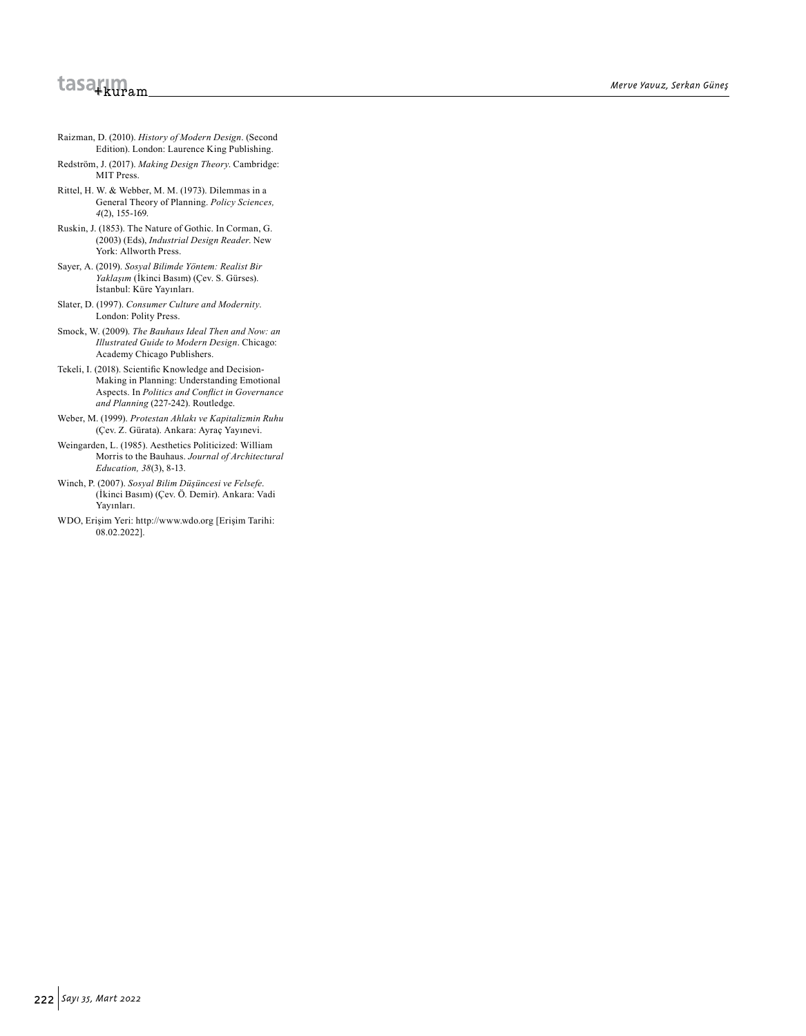Raizman, D. (2010). *History of Modern Design*. (Second Edition). London: Laurence King Publishing.

Redström, J. (2017). *Making Design Theory*. Cambridge: MIT Press.

Rittel, H. W. & Webber, M. M. (1973). Dilemmas in a General Theory of Planning. *Policy Sciences, 4*(2), 155-169.

Ruskin, J. (1853). The Nature of Gothic. In Corman, G. (2003) (Eds), *Industrial Design Reader*. New York: Allworth Press.

Sayer, A. (2019). *Sosyal Bilimde Yöntem: Realist Bir Yaklaşım* (İkinci Basım) (Çev. S. Gürses). İstanbul: Küre Yayınları.

Slater, D. (1997). *Consumer Culture and Modernity*. London: Polity Press.

Smock, W. (2009). *The Bauhaus Ideal Then and Now: an Illustrated Guide to Modern Design*. Chicago: Academy Chicago Publishers.

Tekeli, I. (2018). Scientific Knowledge and Decision-Making in Planning: Understanding Emotional Aspects. In *Politics and Conflict in Governance and Planning* (227-242). Routledge.

Weber, M. (1999). *Protestan Ahlakı ve Kapitalizmin Ruhu* (Çev. Z. Gürata). Ankara: Ayraç Yayınevi.

Weingarden, L. (1985). Aesthetics Politicized: William Morris to the Bauhaus. *Journal of Architectural Education, 38*(3), 8-13.

Winch, P. (2007). *Sosyal Bilim Düşüncesi ve Felsefe*. (İkinci Basım) (Çev. Ö. Demir). Ankara: Vadi Yayınları.

WDO, Erişim Yeri: http://www.wdo.org [Erişim Tarihi: 08.02.2022].